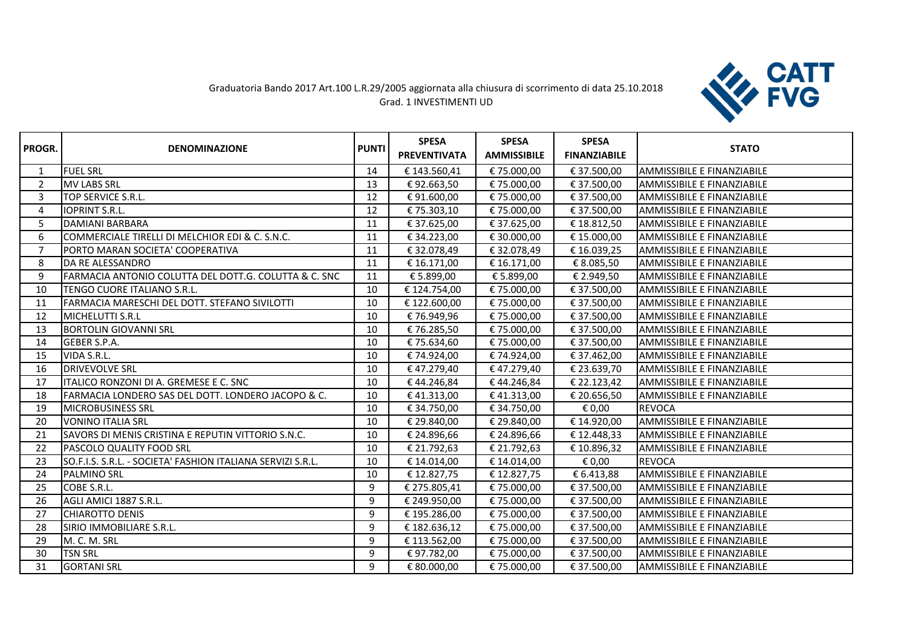Graduatoria Bando 2017 Art.100 L.R.29/2005 aggiornata alla chiusura di scorrimento di data 25.10.2018
Grad. 1 INVESTIMENTI UD

CATT FVG

| PROGR. | DENOMINAZIONE | PUNTI | SPESA PREVENTIVATA | SPESA AMMISSIBILE | SPESA FINANZIABILE | STATO |
|---|---|---|---|---|---|---|
| 1 | FUEL SRL | 14 | € 143.560,41 | € 75.000,00 | € 37.500,00 | AMMISSIBILE E FINANZIABILE |
| 2 | MV LABS SRL | 13 | € 92.663,50 | € 75.000,00 | € 37.500,00 | AMMISSIBILE E FINANZIABILE |
| 3 | TOP SERVICE S.R.L. | 12 | € 91.600,00 | € 75.000,00 | € 37.500,00 | AMMISSIBILE E FINANZIABILE |
| 4 | IOPRINT S.R.L. | 12 | € 75.303,10 | € 75.000,00 | € 37.500,00 | AMMISSIBILE E FINANZIABILE |
| 5 | DAMIANI BARBARA | 11 | € 37.625,00 | € 37.625,00 | € 18.812,50 | AMMISSIBILE E FINANZIABILE |
| 6 | COMMERCIALE TIRELLI DI MELCHIOR EDI & C. S.N.C. | 11 | € 34.223,00 | € 30.000,00 | € 15.000,00 | AMMISSIBILE E FINANZIABILE |
| 7 | PORTO MARAN SOCIETA' COOPERATIVA | 11 | € 32.078,49 | € 32.078,49 | € 16.039,25 | AMMISSIBILE E FINANZIABILE |
| 8 | DA RE ALESSANDRO | 11 | € 16.171,00 | € 16.171,00 | € 8.085,50 | AMMISSIBILE E FINANZIABILE |
| 9 | FARMACIA ANTONIO COLUTTA DEL DOTT.G. COLUTTA & C. SNC | 11 | € 5.899,00 | € 5.899,00 | € 2.949,50 | AMMISSIBILE E FINANZIABILE |
| 10 | TENGO CUORE ITALIANO S.R.L. | 10 | € 124.754,00 | € 75.000,00 | € 37.500,00 | AMMISSIBILE E FINANZIABILE |
| 11 | FARMACIA MARESCHI DEL DOTT. STEFANO SIVILOTTI | 10 | € 122.600,00 | € 75.000,00 | € 37.500,00 | AMMISSIBILE E FINANZIABILE |
| 12 | MICHELUTTI S.R.L | 10 | € 76.949,96 | € 75.000,00 | € 37.500,00 | AMMISSIBILE E FINANZIABILE |
| 13 | BORTOLIN GIOVANNI SRL | 10 | € 76.285,50 | € 75.000,00 | € 37.500,00 | AMMISSIBILE E FINANZIABILE |
| 14 | GEBER S.P.A. | 10 | € 75.634,60 | € 75.000,00 | € 37.500,00 | AMMISSIBILE E FINANZIABILE |
| 15 | VIDA S.R.L. | 10 | € 74.924,00 | € 74.924,00 | € 37.462,00 | AMMISSIBILE E FINANZIABILE |
| 16 | DRIVEVOLVE SRL | 10 | € 47.279,40 | € 47.279,40 | € 23.639,70 | AMMISSIBILE E FINANZIABILE |
| 17 | ITALICO RONZONI DI A. GREMESE E C. SNC | 10 | € 44.246,84 | € 44.246,84 | € 22.123,42 | AMMISSIBILE E FINANZIABILE |
| 18 | FARMACIA LONDERO SAS DEL DOTT. LONDERO JACOPO & C. | 10 | € 41.313,00 | € 41.313,00 | € 20.656,50 | AMMISSIBILE E FINANZIABILE |
| 19 | MICROBUSINESS SRL | 10 | € 34.750,00 | € 34.750,00 | € 0,00 | REVOCA |
| 20 | VONINO ITALIA SRL | 10 | € 29.840,00 | € 29.840,00 | € 14.920,00 | AMMISSIBILE E FINANZIABILE |
| 21 | SAVORS DI MENIS CRISTINA E REPUTIN VITTORIO S.N.C. | 10 | € 24.896,66 | € 24.896,66 | € 12.448,33 | AMMISSIBILE E FINANZIABILE |
| 22 | PASCOLO QUALITY FOOD SRL | 10 | € 21.792,63 | € 21.792,63 | € 10.896,32 | AMMISSIBILE E FINANZIABILE |
| 23 | SO.F.I.S. S.R.L. - SOCIETA' FASHION ITALIANA SERVIZI S.R.L. | 10 | € 14.014,00 | € 14.014,00 | € 0,00 | REVOCA |
| 24 | PALMINO SRL | 10 | € 12.827,75 | € 12.827,75 | € 6.413,88 | AMMISSIBILE E FINANZIABILE |
| 25 | COBE S.R.L. | 9 | € 275.805,41 | € 75.000,00 | € 37.500,00 | AMMISSIBILE E FINANZIABILE |
| 26 | AGLI AMICI 1887 S.R.L. | 9 | € 249.950,00 | € 75.000,00 | € 37.500,00 | AMMISSIBILE E FINANZIABILE |
| 27 | CHIAROTTO DENIS | 9 | € 195.286,00 | € 75.000,00 | € 37.500,00 | AMMISSIBILE E FINANZIABILE |
| 28 | SIRIO IMMOBILIARE S.R.L. | 9 | € 182.636,12 | € 75.000,00 | € 37.500,00 | AMMISSIBILE E FINANZIABILE |
| 29 | M. C. M. SRL | 9 | € 113.562,00 | € 75.000,00 | € 37.500,00 | AMMISSIBILE E FINANZIABILE |
| 30 | TSN SRL | 9 | € 97.782,00 | € 75.000,00 | € 37.500,00 | AMMISSIBILE E FINANZIABILE |
| 31 | GORTANI SRL | 9 | € 80.000,00 | € 75.000,00 | € 37.500,00 | AMMISSIBILE E FINANZIABILE |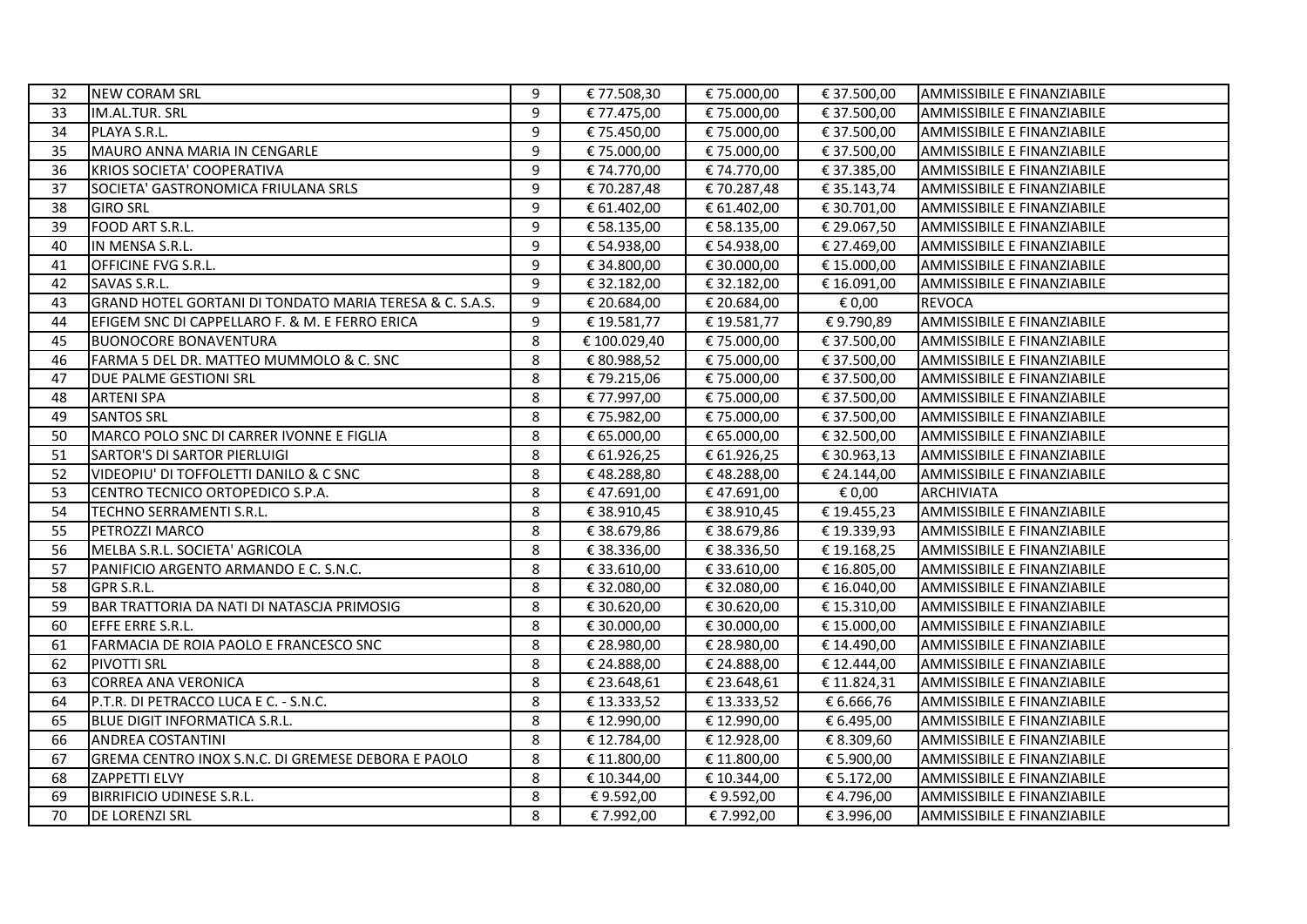| 32 | NEW CORAM SRL | 9 | € 77.508,30 | € 75.000,00 | € 37.500,00 | AMMISSIBILE E FINANZIABILE |
|---|---|---|---|---|---|---|
| 33 | IM.AL.TUR. SRL | 9 | € 77.475,00 | € 75.000,00 | € 37.500,00 | AMMISSIBILE E FINANZIABILE |
| 34 | PLAYA S.R.L. | 9 | € 75.450,00 | € 75.000,00 | € 37.500,00 | AMMISSIBILE E FINANZIABILE |
| 35 | MAURO ANNA MARIA IN CENGARLE | 9 | € 75.000,00 | € 75.000,00 | € 37.500,00 | AMMISSIBILE E FINANZIABILE |
| 36 | KRIOS SOCIETA' COOPERATIVA | 9 | € 74.770,00 | € 74.770,00 | € 37.385,00 | AMMISSIBILE E FINANZIABILE |
| 37 | SOCIETA' GASTRONOMICA FRIULANA SRLS | 9 | € 70.287,48 | € 70.287,48 | € 35.143,74 | AMMISSIBILE E FINANZIABILE |
| 38 | GIRO SRL | 9 | € 61.402,00 | € 61.402,00 | € 30.701,00 | AMMISSIBILE E FINANZIABILE |
| 39 | FOOD ART S.R.L. | 9 | € 58.135,00 | € 58.135,00 | € 29.067,50 | AMMISSIBILE E FINANZIABILE |
| 40 | IN MENSA S.R.L. | 9 | € 54.938,00 | € 54.938,00 | € 27.469,00 | AMMISSIBILE E FINANZIABILE |
| 41 | OFFICINE FVG S.R.L. | 9 | € 34.800,00 | € 30.000,00 | € 15.000,00 | AMMISSIBILE E FINANZIABILE |
| 42 | SAVAS S.R.L. | 9 | € 32.182,00 | € 32.182,00 | € 16.091,00 | AMMISSIBILE E FINANZIABILE |
| 43 | GRAND HOTEL GORTANI DI TONDATO MARIA TERESA & C. S.A.S. | 9 | € 20.684,00 | € 20.684,00 | € 0,00 | REVOCA |
| 44 | EFIGEM SNC DI CAPPELLARO F. & M. E FERRO ERICA | 9 | € 19.581,77 | € 19.581,77 | € 9.790,89 | AMMISSIBILE E FINANZIABILE |
| 45 | BUONOCORE BONAVENTURA | 8 | € 100.029,40 | € 75.000,00 | € 37.500,00 | AMMISSIBILE E FINANZIABILE |
| 46 | FARMA 5 DEL DR. MATTEO MUMMOLO & C. SNC | 8 | € 80.988,52 | € 75.000,00 | € 37.500,00 | AMMISSIBILE E FINANZIABILE |
| 47 | DUE PALME GESTIONI SRL | 8 | € 79.215,06 | € 75.000,00 | € 37.500,00 | AMMISSIBILE E FINANZIABILE |
| 48 | ARTENI SPA | 8 | € 77.997,00 | € 75.000,00 | € 37.500,00 | AMMISSIBILE E FINANZIABILE |
| 49 | SANTOS SRL | 8 | € 75.982,00 | € 75.000,00 | € 37.500,00 | AMMISSIBILE E FINANZIABILE |
| 50 | MARCO POLO SNC DI CARRER IVONNE E FIGLIA | 8 | € 65.000,00 | € 65.000,00 | € 32.500,00 | AMMISSIBILE E FINANZIABILE |
| 51 | SARTOR'S DI SARTOR PIERLUIGI | 8 | € 61.926,25 | € 61.926,25 | € 30.963,13 | AMMISSIBILE E FINANZIABILE |
| 52 | VIDEOPIU' DI TOFFOLETTI DANILO & C SNC | 8 | € 48.288,80 | € 48.288,00 | € 24.144,00 | AMMISSIBILE E FINANZIABILE |
| 53 | CENTRO TECNICO ORTOPEDICO S.P.A. | 8 | € 47.691,00 | € 47.691,00 | € 0,00 | ARCHIVIATA |
| 54 | TECHNO SERRAMENTI S.R.L. | 8 | € 38.910,45 | € 38.910,45 | € 19.455,23 | AMMISSIBILE E FINANZIABILE |
| 55 | PETROZZI MARCO | 8 | € 38.679,86 | € 38.679,86 | € 19.339,93 | AMMISSIBILE E FINANZIABILE |
| 56 | MELBA S.R.L. SOCIETA' AGRICOLA | 8 | € 38.336,00 | € 38.336,50 | € 19.168,25 | AMMISSIBILE E FINANZIABILE |
| 57 | PANIFICIO ARGENTO ARMANDO E C. S.N.C. | 8 | € 33.610,00 | € 33.610,00 | € 16.805,00 | AMMISSIBILE E FINANZIABILE |
| 58 | GPR S.R.L. | 8 | € 32.080,00 | € 32.080,00 | € 16.040,00 | AMMISSIBILE E FINANZIABILE |
| 59 | BAR TRATTORIA DA NATI DI NATASCJA PRIMOSIG | 8 | € 30.620,00 | € 30.620,00 | € 15.310,00 | AMMISSIBILE E FINANZIABILE |
| 60 | EFFE ERRE S.R.L. | 8 | € 30.000,00 | € 30.000,00 | € 15.000,00 | AMMISSIBILE E FINANZIABILE |
| 61 | FARMACIA DE ROIA PAOLO E FRANCESCO SNC | 8 | € 28.980,00 | € 28.980,00 | € 14.490,00 | AMMISSIBILE E FINANZIABILE |
| 62 | PIVOTTI SRL | 8 | € 24.888,00 | € 24.888,00 | € 12.444,00 | AMMISSIBILE E FINANZIABILE |
| 63 | CORREA ANA VERONICA | 8 | € 23.648,61 | € 23.648,61 | € 11.824,31 | AMMISSIBILE E FINANZIABILE |
| 64 | P.T.R. DI PETRACCO LUCA E C. - S.N.C. | 8 | € 13.333,52 | € 13.333,52 | € 6.666,76 | AMMISSIBILE E FINANZIABILE |
| 65 | BLUE DIGIT INFORMATICA S.R.L. | 8 | € 12.990,00 | € 12.990,00 | € 6.495,00 | AMMISSIBILE E FINANZIABILE |
| 66 | ANDREA COSTANTINI | 8 | € 12.784,00 | € 12.928,00 | € 8.309,60 | AMMISSIBILE E FINANZIABILE |
| 67 | GREMA CENTRO INOX S.N.C. DI GREMESE DEBORA E PAOLO | 8 | € 11.800,00 | € 11.800,00 | € 5.900,00 | AMMISSIBILE E FINANZIABILE |
| 68 | ZAPPETTI ELVY | 8 | € 10.344,00 | € 10.344,00 | € 5.172,00 | AMMISSIBILE E FINANZIABILE |
| 69 | BIRRIFICIO UDINESE S.R.L. | 8 | € 9.592,00 | € 9.592,00 | € 4.796,00 | AMMISSIBILE E FINANZIABILE |
| 70 | DE LORENZI SRL | 8 | € 7.992,00 | € 7.992,00 | € 3.996,00 | AMMISSIBILE E FINANZIABILE |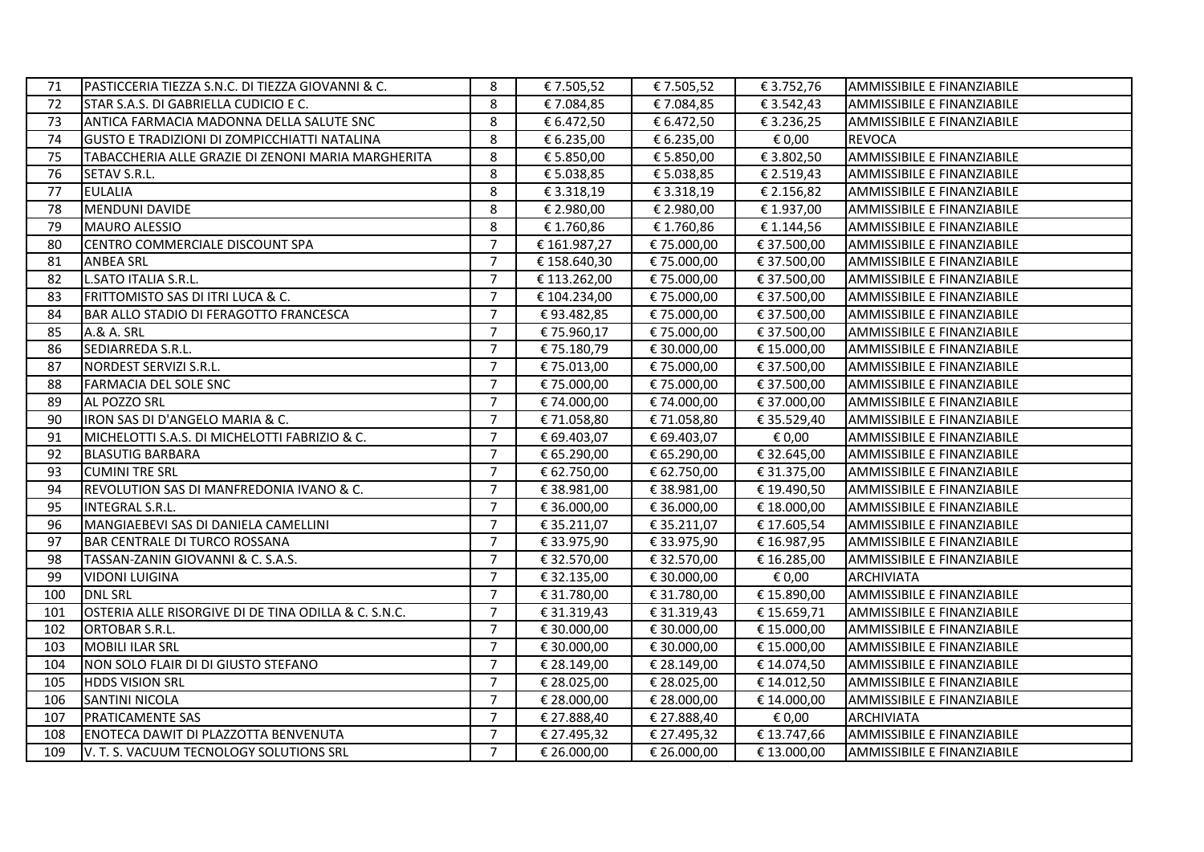| 71 | PASTICCERIA TIEZZA S.N.C. DI TIEZZA GIOVANNI & C. | 8 | € 7.505,52 | € 7.505,52 | € 3.752,76 | AMMISSIBILE E FINANZIABILE |
|---|---|---|---|---|---|---|
| 72 | STAR S.A.S. DI GABRIELLA CUDICIO E C. | 8 | € 7.084,85 | € 7.084,85 | € 3.542,43 | AMMISSIBILE E FINANZIABILE |
| 73 | ANTICA FARMACIA MADONNA DELLA SALUTE SNC | 8 | € 6.472,50 | € 6.472,50 | € 3.236,25 | AMMISSIBILE E FINANZIABILE |
| 74 | GUSTO E TRADIZIONI DI ZOMPICCHIATTI NATALINA | 8 | € 6.235,00 | € 6.235,00 | € 0,00 | REVOCA |
| 75 | TABACCHERIA ALLE GRAZIE DI ZENONI MARIA MARGHERITA | 8 | € 5.850,00 | € 5.850,00 | € 3.802,50 | AMMISSIBILE E FINANZIABILE |
| 76 | SETAV S.R.L. | 8 | € 5.038,85 | € 5.038,85 | € 2.519,43 | AMMISSIBILE E FINANZIABILE |
| 77 | EULALIA | 8 | € 3.318,19 | € 3.318,19 | € 2.156,82 | AMMISSIBILE E FINANZIABILE |
| 78 | MENDUNI DAVIDE | 8 | € 2.980,00 | € 2.980,00 | € 1.937,00 | AMMISSIBILE E FINANZIABILE |
| 79 | MAURO ALESSIO | 8 | € 1.760,86 | € 1.760,86 | € 1.144,56 | AMMISSIBILE E FINANZIABILE |
| 80 | CENTRO COMMERCIALE DISCOUNT SPA | 7 | € 161.987,27 | € 75.000,00 | € 37.500,00 | AMMISSIBILE E FINANZIABILE |
| 81 | ANBEA SRL | 7 | € 158.640,30 | € 75.000,00 | € 37.500,00 | AMMISSIBILE E FINANZIABILE |
| 82 | L.SATO ITALIA S.R.L. | 7 | € 113.262,00 | € 75.000,00 | € 37.500,00 | AMMISSIBILE E FINANZIABILE |
| 83 | FRITTOMISTO SAS DI ITRI LUCA & C. | 7 | € 104.234,00 | € 75.000,00 | € 37.500,00 | AMMISSIBILE E FINANZIABILE |
| 84 | BAR ALLO STADIO DI FERAGOTTO FRANCESCA | 7 | € 93.482,85 | € 75.000,00 | € 37.500,00 | AMMISSIBILE E FINANZIABILE |
| 85 | A.& A. SRL | 7 | € 75.960,17 | € 75.000,00 | € 37.500,00 | AMMISSIBILE E FINANZIABILE |
| 86 | SEDIARREDA S.R.L. | 7 | € 75.180,79 | € 30.000,00 | € 15.000,00 | AMMISSIBILE E FINANZIABILE |
| 87 | NORDEST SERVIZI S.R.L. | 7 | € 75.013,00 | € 75.000,00 | € 37.500,00 | AMMISSIBILE E FINANZIABILE |
| 88 | FARMACIA DEL SOLE SNC | 7 | € 75.000,00 | € 75.000,00 | € 37.500,00 | AMMISSIBILE E FINANZIABILE |
| 89 | AL POZZO SRL | 7 | € 74.000,00 | € 74.000,00 | € 37.000,00 | AMMISSIBILE E FINANZIABILE |
| 90 | IRON SAS DI D'ANGELO MARIA & C. | 7 | € 71.058,80 | € 71.058,80 | € 35.529,40 | AMMISSIBILE E FINANZIABILE |
| 91 | MICHELOTTI S.A.S. DI MICHELOTTI FABRIZIO & C. | 7 | € 69.403,07 | € 69.403,07 | € 0,00 | AMMISSIBILE E FINANZIABILE |
| 92 | BLASUTIG BARBARA | 7 | € 65.290,00 | € 65.290,00 | € 32.645,00 | AMMISSIBILE E FINANZIABILE |
| 93 | CUMINI TRE SRL | 7 | € 62.750,00 | € 62.750,00 | € 31.375,00 | AMMISSIBILE E FINANZIABILE |
| 94 | REVOLUTION SAS DI MANFREDONIA IVANO & C. | 7 | € 38.981,00 | € 38.981,00 | € 19.490,50 | AMMISSIBILE E FINANZIABILE |
| 95 | INTEGRAL S.R.L. | 7 | € 36.000,00 | € 36.000,00 | € 18.000,00 | AMMISSIBILE E FINANZIABILE |
| 96 | MANGIAEBEVI SAS DI DANIELA CAMELLINI | 7 | € 35.211,07 | € 35.211,07 | € 17.605,54 | AMMISSIBILE E FINANZIABILE |
| 97 | BAR CENTRALE DI TURCO ROSSANA | 7 | € 33.975,90 | € 33.975,90 | € 16.987,95 | AMMISSIBILE E FINANZIABILE |
| 98 | TASSAN-ZANIN GIOVANNI & C. S.A.S. | 7 | € 32.570,00 | € 32.570,00 | € 16.285,00 | AMMISSIBILE E FINANZIABILE |
| 99 | VIDONI LUIGINA | 7 | € 32.135,00 | € 30.000,00 | € 0,00 | ARCHIVIATA |
| 100 | DNL SRL | 7 | € 31.780,00 | € 31.780,00 | € 15.890,00 | AMMISSIBILE E FINANZIABILE |
| 101 | OSTERIA ALLE RISORGIVE DI DE TINA ODILLA & C. S.N.C. | 7 | € 31.319,43 | € 31.319,43 | € 15.659,71 | AMMISSIBILE E FINANZIABILE |
| 102 | ORTOBAR S.R.L. | 7 | € 30.000,00 | € 30.000,00 | € 15.000,00 | AMMISSIBILE E FINANZIABILE |
| 103 | MOBILI ILAR SRL | 7 | € 30.000,00 | € 30.000,00 | € 15.000,00 | AMMISSIBILE E FINANZIABILE |
| 104 | NON SOLO FLAIR DI DI GIUSTO STEFANO | 7 | € 28.149,00 | € 28.149,00 | € 14.074,50 | AMMISSIBILE E FINANZIABILE |
| 105 | HDDS VISION SRL | 7 | € 28.025,00 | € 28.025,00 | € 14.012,50 | AMMISSIBILE E FINANZIABILE |
| 106 | SANTINI NICOLA | 7 | € 28.000,00 | € 28.000,00 | € 14.000,00 | AMMISSIBILE E FINANZIABILE |
| 107 | PRATICAMENTE SAS | 7 | € 27.888,40 | € 27.888,40 | € 0,00 | ARCHIVIATA |
| 108 | ENOTECA DAWIT DI PLAZZOTTA BENVENUTA | 7 | € 27.495,32 | € 27.495,32 | € 13.747,66 | AMMISSIBILE E FINANZIABILE |
| 109 | V. T. S. VACUUM TECNOLOGY SOLUTIONS SRL | 7 | € 26.000,00 | € 26.000,00 | € 13.000,00 | AMMISSIBILE E FINANZIABILE |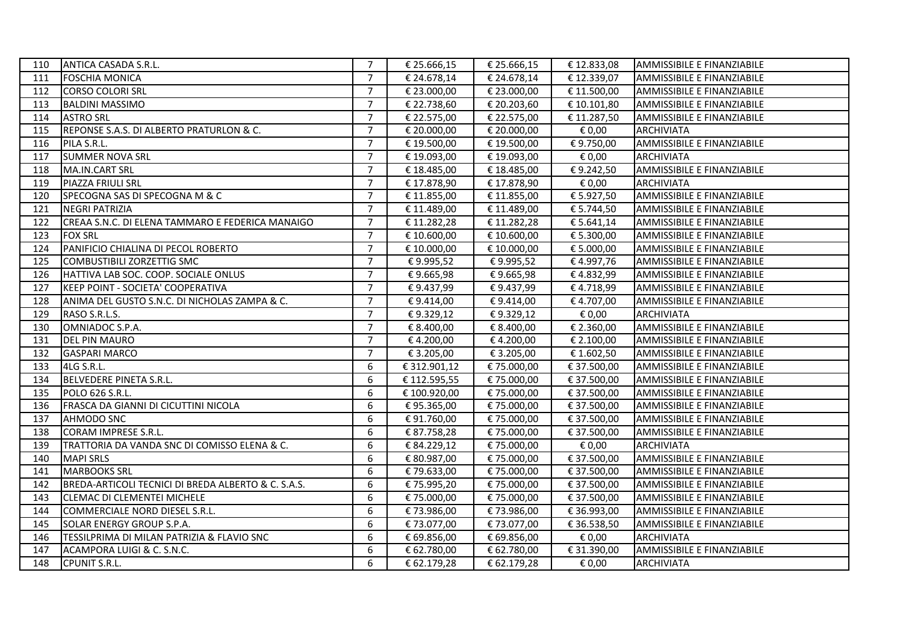| | | | | | | |
|---|---|---|---|---|---|---|
| 110 | ANTICA CASADA S.R.L. | 7 | € 25.666,15 | € 25.666,15 | € 12.833,08 | AMMISSIBILE E FINANZIABILE |
| 111 | FOSCHIA MONICA | 7 | € 24.678,14 | € 24.678,14 | € 12.339,07 | AMMISSIBILE E FINANZIABILE |
| 112 | CORSO COLORI SRL | 7 | € 23.000,00 | € 23.000,00 | € 11.500,00 | AMMISSIBILE E FINANZIABILE |
| 113 | BALDINI MASSIMO | 7 | € 22.738,60 | € 20.203,60 | € 10.101,80 | AMMISSIBILE E FINANZIABILE |
| 114 | ASTRO SRL | 7 | € 22.575,00 | € 22.575,00 | € 11.287,50 | AMMISSIBILE E FINANZIABILE |
| 115 | REPONSE S.A.S. DI ALBERTO PRATURLON & C. | 7 | € 20.000,00 | € 20.000,00 | € 0,00 | ARCHIVIATA |
| 116 | PILA S.R.L. | 7 | € 19.500,00 | € 19.500,00 | € 9.750,00 | AMMISSIBILE E FINANZIABILE |
| 117 | SUMMER NOVA SRL | 7 | € 19.093,00 | € 19.093,00 | € 0,00 | ARCHIVIATA |
| 118 | MA.IN.CART SRL | 7 | € 18.485,00 | € 18.485,00 | € 9.242,50 | AMMISSIBILE E FINANZIABILE |
| 119 | PIAZZA FRIULI SRL | 7 | € 17.878,90 | € 17.878,90 | € 0,00 | ARCHIVIATA |
| 120 | SPECOGNA SAS DI SPECOGNA M & C | 7 | € 11.855,00 | € 11.855,00 | € 5.927,50 | AMMISSIBILE E FINANZIABILE |
| 121 | NEGRI PATRIZIA | 7 | € 11.489,00 | € 11.489,00 | € 5.744,50 | AMMISSIBILE E FINANZIABILE |
| 122 | CREAA S.N.C. DI ELENA TAMMARO E FEDERICA MANAIGO | 7 | € 11.282,28 | € 11.282,28 | € 5.641,14 | AMMISSIBILE E FINANZIABILE |
| 123 | FOX SRL | 7 | € 10.600,00 | € 10.600,00 | € 5.300,00 | AMMISSIBILE E FINANZIABILE |
| 124 | PANIFICIO CHIALINA DI PECOL ROBERTO | 7 | € 10.000,00 | € 10.000,00 | € 5.000,00 | AMMISSIBILE E FINANZIABILE |
| 125 | COMBUSTIBILI ZORZETTIG SMC | 7 | € 9.995,52 | € 9.995,52 | € 4.997,76 | AMMISSIBILE E FINANZIABILE |
| 126 | HATTIVA LAB SOC. COOP. SOCIALE ONLUS | 7 | € 9.665,98 | € 9.665,98 | € 4.832,99 | AMMISSIBILE E FINANZIABILE |
| 127 | KEEP POINT - SOCIETA' COOPERATIVA | 7 | € 9.437,99 | € 9.437,99 | € 4.718,99 | AMMISSIBILE E FINANZIABILE |
| 128 | ANIMA DEL GUSTO S.N.C. DI NICHOLAS ZAMPA & C. | 7 | € 9.414,00 | € 9.414,00 | € 4.707,00 | AMMISSIBILE E FINANZIABILE |
| 129 | RASO S.R.L.S. | 7 | € 9.329,12 | € 9.329,12 | € 0,00 | ARCHIVIATA |
| 130 | OMNIADOC S.P.A. | 7 | € 8.400,00 | € 8.400,00 | € 2.360,00 | AMMISSIBILE E FINANZIABILE |
| 131 | DEL PIN MAURO | 7 | € 4.200,00 | € 4.200,00 | € 2.100,00 | AMMISSIBILE E FINANZIABILE |
| 132 | GASPARI MARCO | 7 | € 3.205,00 | € 3.205,00 | € 1.602,50 | AMMISSIBILE E FINANZIABILE |
| 133 | 4LG S.R.L. | 6 | € 312.901,12 | € 75.000,00 | € 37.500,00 | AMMISSIBILE E FINANZIABILE |
| 134 | BELVEDERE PINETA S.R.L. | 6 | € 112.595,55 | € 75.000,00 | € 37.500,00 | AMMISSIBILE E FINANZIABILE |
| 135 | POLO 626 S.R.L. | 6 | € 100.920,00 | € 75.000,00 | € 37.500,00 | AMMISSIBILE E FINANZIABILE |
| 136 | FRASCA DA GIANNI DI CICUTTINI NICOLA | 6 | € 95.365,00 | € 75.000,00 | € 37.500,00 | AMMISSIBILE E FINANZIABILE |
| 137 | AHMODO SNC | 6 | € 91.760,00 | € 75.000,00 | € 37.500,00 | AMMISSIBILE E FINANZIABILE |
| 138 | CORAM IMPRESE S.R.L. | 6 | € 87.758,28 | € 75.000,00 | € 37.500,00 | AMMISSIBILE E FINANZIABILE |
| 139 | TRATTORIA DA VANDA SNC DI COMISSO ELENA & C. | 6 | € 84.229,12 | € 75.000,00 | € 0,00 | ARCHIVIATA |
| 140 | MAPI SRLS | 6 | € 80.987,00 | € 75.000,00 | € 37.500,00 | AMMISSIBILE E FINANZIABILE |
| 141 | MARBOOKS SRL | 6 | € 79.633,00 | € 75.000,00 | € 37.500,00 | AMMISSIBILE E FINANZIABILE |
| 142 | BREDA-ARTICOLI TECNICI DI BREDA ALBERTO & C. S.A.S. | 6 | € 75.995,20 | € 75.000,00 | € 37.500,00 | AMMISSIBILE E FINANZIABILE |
| 143 | CLEMAC DI CLEMENTEI MICHELE | 6 | € 75.000,00 | € 75.000,00 | € 37.500,00 | AMMISSIBILE E FINANZIABILE |
| 144 | COMMERCIALE NORD DIESEL S.R.L. | 6 | € 73.986,00 | € 73.986,00 | € 36.993,00 | AMMISSIBILE E FINANZIABILE |
| 145 | SOLAR ENERGY GROUP S.P.A. | 6 | € 73.077,00 | € 73.077,00 | € 36.538,50 | AMMISSIBILE E FINANZIABILE |
| 146 | TESSILPRIMA DI MILAN PATRIZIA & FLAVIO SNC | 6 | € 69.856,00 | € 69.856,00 | € 0,00 | ARCHIVIATA |
| 147 | ACAMPORA LUIGI & C. S.N.C. | 6 | € 62.780,00 | € 62.780,00 | € 31.390,00 | AMMISSIBILE E FINANZIABILE |
| 148 | CPUNIT S.R.L. | 6 | € 62.179,28 | € 62.179,28 | € 0,00 | ARCHIVIATA |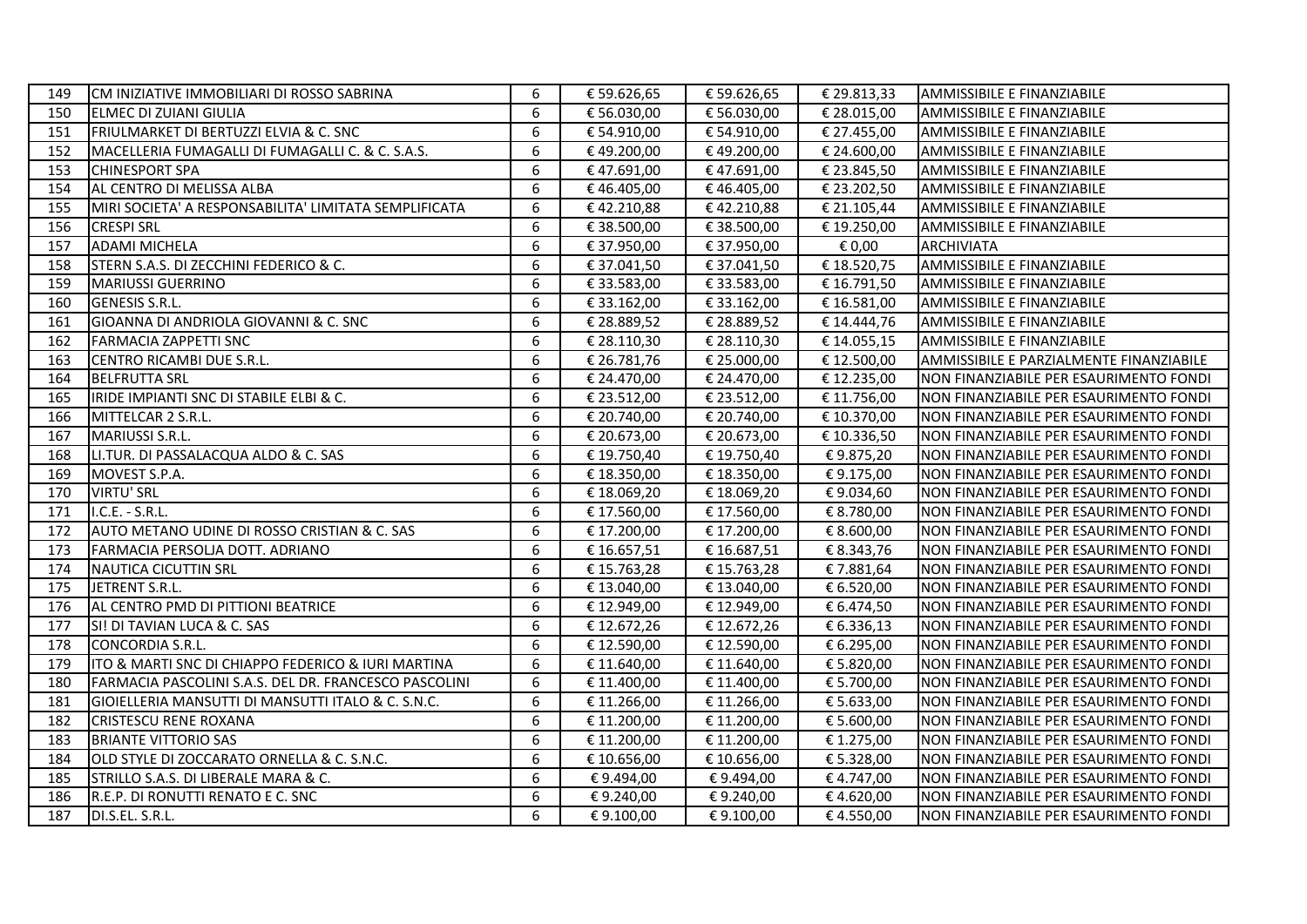| 149 | CM INIZIATIVE IMMOBILIARI DI ROSSO SABRINA | 6 | € 59.626,65 | € 59.626,65 | € 29.813,33 | AMMISSIBILE E FINANZIABILE |
|---|---|---|---|---|---|---|
| 150 | ELMEC DI ZUIANI GIULIA | 6 | € 56.030,00 | € 56.030,00 | € 28.015,00 | AMMISSIBILE E FINANZIABILE |
| 151 | FRIULMARKET DI BERTUZZI ELVIA & C. SNC | 6 | € 54.910,00 | € 54.910,00 | € 27.455,00 | AMMISSIBILE E FINANZIABILE |
| 152 | MACELLERIA FUMAGALLI DI FUMAGALLI C. & C. S.A.S. | 6 | € 49.200,00 | € 49.200,00 | € 24.600,00 | AMMISSIBILE E FINANZIABILE |
| 153 | CHINESPORT SPA | 6 | € 47.691,00 | € 47.691,00 | € 23.845,50 | AMMISSIBILE E FINANZIABILE |
| 154 | AL CENTRO DI MELISSA ALBA | 6 | € 46.405,00 | € 46.405,00 | € 23.202,50 | AMMISSIBILE E FINANZIABILE |
| 155 | MIRI SOCIETA' A RESPONSABILITA' LIMITATA SEMPLIFICATA | 6 | € 42.210,88 | € 42.210,88 | € 21.105,44 | AMMISSIBILE E FINANZIABILE |
| 156 | CRESPI SRL | 6 | € 38.500,00 | € 38.500,00 | € 19.250,00 | AMMISSIBILE E FINANZIABILE |
| 157 | ADAMI MICHELA | 6 | € 37.950,00 | € 37.950,00 | € 0,00 | ARCHIVIATA |
| 158 | STERN S.A.S. DI ZECCHINI FEDERICO & C. | 6 | € 37.041,50 | € 37.041,50 | € 18.520,75 | AMMISSIBILE E FINANZIABILE |
| 159 | MARIUSSI GUERRINO | 6 | € 33.583,00 | € 33.583,00 | € 16.791,50 | AMMISSIBILE E FINANZIABILE |
| 160 | GENESIS S.R.L. | 6 | € 33.162,00 | € 33.162,00 | € 16.581,00 | AMMISSIBILE E FINANZIABILE |
| 161 | GIOANNA DI ANDRIOLA GIOVANNI & C. SNC | 6 | € 28.889,52 | € 28.889,52 | € 14.444,76 | AMMISSIBILE E FINANZIABILE |
| 162 | FARMACIA ZAPPETTI SNC | 6 | € 28.110,30 | € 28.110,30 | € 14.055,15 | AMMISSIBILE E FINANZIABILE |
| 163 | CENTRO RICAMBI DUE S.R.L. | 6 | € 26.781,76 | € 25.000,00 | € 12.500,00 | AMMISSIBILE E PARZIALMENTE FINANZIABILE |
| 164 | BELFRUTTA SRL | 6 | € 24.470,00 | € 24.470,00 | € 12.235,00 | NON FINANZIABILE PER ESAURIMENTO FONDI |
| 165 | IRIDE IMPIANTI SNC DI STABILE ELBI & C. | 6 | € 23.512,00 | € 23.512,00 | € 11.756,00 | NON FINANZIABILE PER ESAURIMENTO FONDI |
| 166 | MITTELCAR 2 S.R.L. | 6 | € 20.740,00 | € 20.740,00 | € 10.370,00 | NON FINANZIABILE PER ESAURIMENTO FONDI |
| 167 | MARIUSSI S.R.L. | 6 | € 20.673,00 | € 20.673,00 | € 10.336,50 | NON FINANZIABILE PER ESAURIMENTO FONDI |
| 168 | LI.TUR. DI PASSALACQUA ALDO & C. SAS | 6 | € 19.750,40 | € 19.750,40 | € 9.875,20 | NON FINANZIABILE PER ESAURIMENTO FONDI |
| 169 | MOVEST S.P.A. | 6 | € 18.350,00 | € 18.350,00 | € 9.175,00 | NON FINANZIABILE PER ESAURIMENTO FONDI |
| 170 | VIRTU' SRL | 6 | € 18.069,20 | € 18.069,20 | € 9.034,60 | NON FINANZIABILE PER ESAURIMENTO FONDI |
| 171 | I.C.E. - S.R.L. | 6 | € 17.560,00 | € 17.560,00 | € 8.780,00 | NON FINANZIABILE PER ESAURIMENTO FONDI |
| 172 | AUTO METANO UDINE DI ROSSO CRISTIAN & C. SAS | 6 | € 17.200,00 | € 17.200,00 | € 8.600,00 | NON FINANZIABILE PER ESAURIMENTO FONDI |
| 173 | FARMACIA PERSOLJA DOTT. ADRIANO | 6 | € 16.657,51 | € 16.687,51 | € 8.343,76 | NON FINANZIABILE PER ESAURIMENTO FONDI |
| 174 | NAUTICA CICUTTIN SRL | 6 | € 15.763,28 | € 15.763,28 | € 7.881,64 | NON FINANZIABILE PER ESAURIMENTO FONDI |
| 175 | JETRENT S.R.L. | 6 | € 13.040,00 | € 13.040,00 | € 6.520,00 | NON FINANZIABILE PER ESAURIMENTO FONDI |
| 176 | AL CENTRO PMD DI PITTIONI BEATRICE | 6 | € 12.949,00 | € 12.949,00 | € 6.474,50 | NON FINANZIABILE PER ESAURIMENTO FONDI |
| 177 | SI! DI TAVIAN LUCA & C. SAS | 6 | € 12.672,26 | € 12.672,26 | € 6.336,13 | NON FINANZIABILE PER ESAURIMENTO FONDI |
| 178 | CONCORDIA S.R.L. | 6 | € 12.590,00 | € 12.590,00 | € 6.295,00 | NON FINANZIABILE PER ESAURIMENTO FONDI |
| 179 | ITO & MARTI SNC DI CHIAPPO FEDERICO & IURI MARTINA | 6 | € 11.640,00 | € 11.640,00 | € 5.820,00 | NON FINANZIABILE PER ESAURIMENTO FONDI |
| 180 | FARMACIA PASCOLINI S.A.S. DEL DR. FRANCESCO PASCOLINI | 6 | € 11.400,00 | € 11.400,00 | € 5.700,00 | NON FINANZIABILE PER ESAURIMENTO FONDI |
| 181 | GIOIELLERIA MANSUTTI DI MANSUTTI ITALO & C. S.N.C. | 6 | € 11.266,00 | € 11.266,00 | € 5.633,00 | NON FINANZIABILE PER ESAURIMENTO FONDI |
| 182 | CRISTESCU RENE ROXANA | 6 | € 11.200,00 | € 11.200,00 | € 5.600,00 | NON FINANZIABILE PER ESAURIMENTO FONDI |
| 183 | BRIANTE VITTORIO SAS | 6 | € 11.200,00 | € 11.200,00 | € 1.275,00 | NON FINANZIABILE PER ESAURIMENTO FONDI |
| 184 | OLD STYLE DI ZOCCARATO ORNELLA & C. S.N.C. | 6 | € 10.656,00 | € 10.656,00 | € 5.328,00 | NON FINANZIABILE PER ESAURIMENTO FONDI |
| 185 | STRILLO S.A.S. DI LIBERALE MARA & C. | 6 | € 9.494,00 | € 9.494,00 | € 4.747,00 | NON FINANZIABILE PER ESAURIMENTO FONDI |
| 186 | R.E.P. DI RONUTTI RENATO E C. SNC | 6 | € 9.240,00 | € 9.240,00 | € 4.620,00 | NON FINANZIABILE PER ESAURIMENTO FONDI |
| 187 | DI.S.EL. S.R.L. | 6 | € 9.100,00 | € 9.100,00 | € 4.550,00 | NON FINANZIABILE PER ESAURIMENTO FONDI |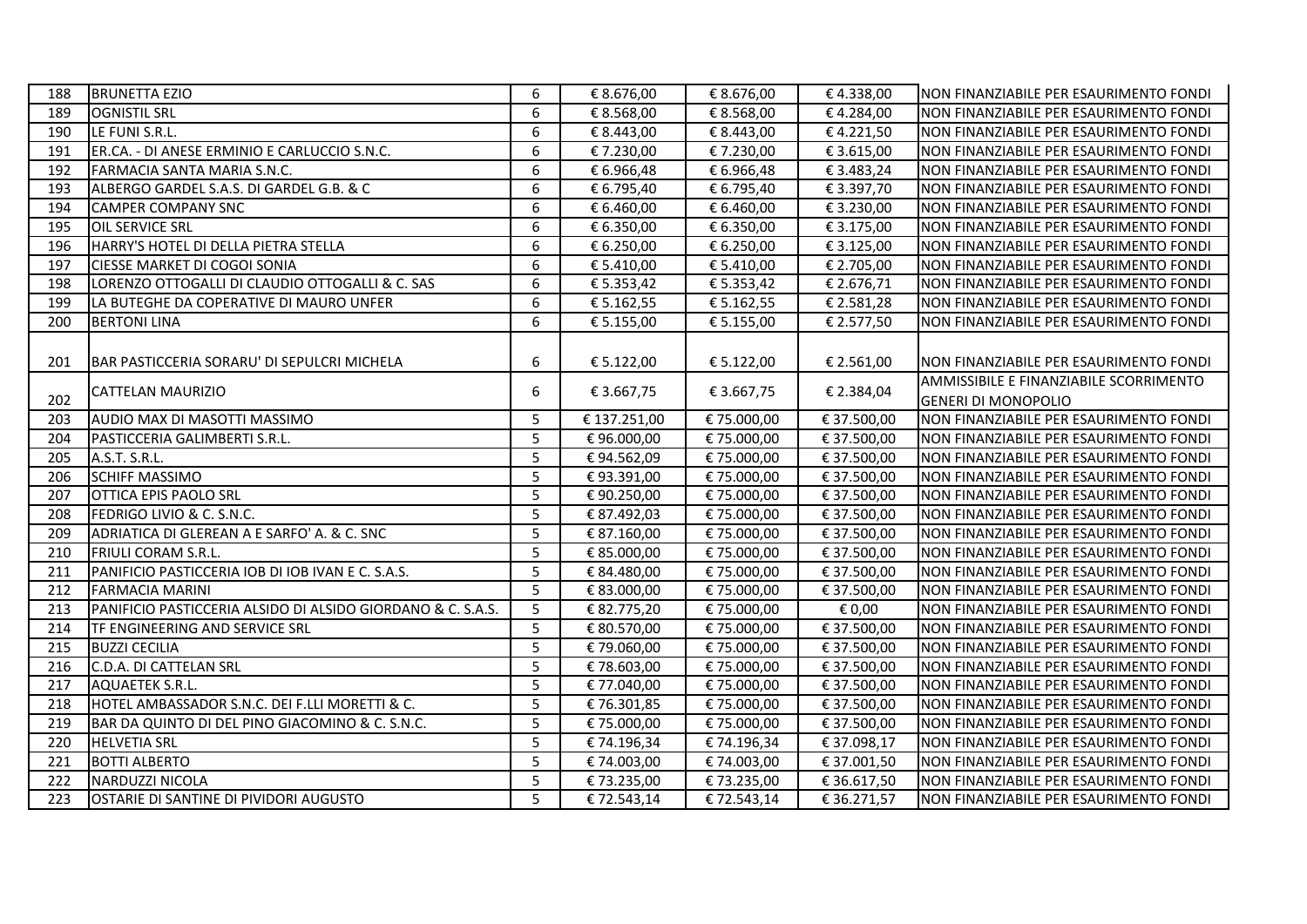| 188 | BRUNETTA EZIO | 6 | € 8.676,00 | € 8.676,00 | € 4.338,00 | NON FINANZIABILE PER ESAURIMENTO FONDI |
|---|---|---|---|---|---|---|
| 189 | OGNISTIL SRL | 6 | € 8.568,00 | € 8.568,00 | € 4.284,00 | NON FINANZIABILE PER ESAURIMENTO FONDI |
| 190 | LE FUNI S.R.L. | 6 | € 8.443,00 | € 8.443,00 | € 4.221,50 | NON FINANZIABILE PER ESAURIMENTO FONDI |
| 191 | ER.CA. - DI ANESE ERMINIO E CARLUCCIO S.N.C. | 6 | € 7.230,00 | € 7.230,00 | € 3.615,00 | NON FINANZIABILE PER ESAURIMENTO FONDI |
| 192 | FARMACIA SANTA MARIA S.N.C. | 6 | € 6.966,48 | € 6.966,48 | € 3.483,24 | NON FINANZIABILE PER ESAURIMENTO FONDI |
| 193 | ALBERGO GARDEL S.A.S. DI GARDEL G.B. & C | 6 | € 6.795,40 | € 6.795,40 | € 3.397,70 | NON FINANZIABILE PER ESAURIMENTO FONDI |
| 194 | CAMPER COMPANY SNC | 6 | € 6.460,00 | € 6.460,00 | € 3.230,00 | NON FINANZIABILE PER ESAURIMENTO FONDI |
| 195 | OIL SERVICE SRL | 6 | € 6.350,00 | € 6.350,00 | € 3.175,00 | NON FINANZIABILE PER ESAURIMENTO FONDI |
| 196 | HARRY'S HOTEL DI DELLA PIETRA STELLA | 6 | € 6.250,00 | € 6.250,00 | € 3.125,00 | NON FINANZIABILE PER ESAURIMENTO FONDI |
| 197 | CIESSE MARKET DI COGOI SONIA | 6 | € 5.410,00 | € 5.410,00 | € 2.705,00 | NON FINANZIABILE PER ESAURIMENTO FONDI |
| 198 | LORENZO OTTOGALLI DI CLAUDIO OTTOGALLI & C. SAS | 6 | € 5.353,42 | € 5.353,42 | € 2.676,71 | NON FINANZIABILE PER ESAURIMENTO FONDI |
| 199 | LA BUTEGHE DA COPERATIVE DI MAURO UNFER | 6 | € 5.162,55 | € 5.162,55 | € 2.581,28 | NON FINANZIABILE PER ESAURIMENTO FONDI |
| 200 | BERTONI LINA | 6 | € 5.155,00 | € 5.155,00 | € 2.577,50 | NON FINANZIABILE PER ESAURIMENTO FONDI |
| 201 | BAR PASTICCERIA SORARU' DI SEPULCRI MICHELA | 6 | € 5.122,00 | € 5.122,00 | € 2.561,00 | NON FINANZIABILE PER ESAURIMENTO FONDI |
| 202 | CATTELAN MAURIZIO | 6 | € 3.667,75 | € 3.667,75 | € 2.384,04 | AMMISSIBILE E FINANZIABILE SCORRIMENTO GENERI DI MONOPOLIO |
| 203 | AUDIO MAX DI MASOTTI MASSIMO | 5 | € 137.251,00 | € 75.000,00 | € 37.500,00 | NON FINANZIABILE PER ESAURIMENTO FONDI |
| 204 | PASTICCERIA GALIMBERTI S.R.L. | 5 | € 96.000,00 | € 75.000,00 | € 37.500,00 | NON FINANZIABILE PER ESAURIMENTO FONDI |
| 205 | A.S.T. S.R.L. | 5 | € 94.562,09 | € 75.000,00 | € 37.500,00 | NON FINANZIABILE PER ESAURIMENTO FONDI |
| 206 | SCHIFF MASSIMO | 5 | € 93.391,00 | € 75.000,00 | € 37.500,00 | NON FINANZIABILE PER ESAURIMENTO FONDI |
| 207 | OTTICA EPIS PAOLO SRL | 5 | € 90.250,00 | € 75.000,00 | € 37.500,00 | NON FINANZIABILE PER ESAURIMENTO FONDI |
| 208 | FEDRIGO LIVIO & C. S.N.C. | 5 | € 87.492,03 | € 75.000,00 | € 37.500,00 | NON FINANZIABILE PER ESAURIMENTO FONDI |
| 209 | ADRIATICA DI GLEREAN A E SARFO' A. & C. SNC | 5 | € 87.160,00 | € 75.000,00 | € 37.500,00 | NON FINANZIABILE PER ESAURIMENTO FONDI |
| 210 | FRIULI CORAM S.R.L. | 5 | € 85.000,00 | € 75.000,00 | € 37.500,00 | NON FINANZIABILE PER ESAURIMENTO FONDI |
| 211 | PANIFICIO PASTICCERIA IOB DI IOB IVAN E C. S.A.S. | 5 | € 84.480,00 | € 75.000,00 | € 37.500,00 | NON FINANZIABILE PER ESAURIMENTO FONDI |
| 212 | FARMACIA MARINI | 5 | € 83.000,00 | € 75.000,00 | € 37.500,00 | NON FINANZIABILE PER ESAURIMENTO FONDI |
| 213 | PANIFICIO PASTICCERIA ALSIDO DI ALSIDO GIORDANO & C. S.A.S. | 5 | € 82.775,20 | € 75.000,00 | € 0,00 | NON FINANZIABILE PER ESAURIMENTO FONDI |
| 214 | TF ENGINEERING AND SERVICE SRL | 5 | € 80.570,00 | € 75.000,00 | € 37.500,00 | NON FINANZIABILE PER ESAURIMENTO FONDI |
| 215 | BUZZI CECILIA | 5 | € 79.060,00 | € 75.000,00 | € 37.500,00 | NON FINANZIABILE PER ESAURIMENTO FONDI |
| 216 | C.D.A. DI CATTELAN SRL | 5 | € 78.603,00 | € 75.000,00 | € 37.500,00 | NON FINANZIABILE PER ESAURIMENTO FONDI |
| 217 | AQUAETEK S.R.L. | 5 | € 77.040,00 | € 75.000,00 | € 37.500,00 | NON FINANZIABILE PER ESAURIMENTO FONDI |
| 218 | HOTEL AMBASSADOR S.N.C. DEI F.LLI MORETTI & C. | 5 | € 76.301,85 | € 75.000,00 | € 37.500,00 | NON FINANZIABILE PER ESAURIMENTO FONDI |
| 219 | BAR DA QUINTO DI DEL PINO GIACOMINO & C. S.N.C. | 5 | € 75.000,00 | € 75.000,00 | € 37.500,00 | NON FINANZIABILE PER ESAURIMENTO FONDI |
| 220 | HELVETIA SRL | 5 | € 74.196,34 | € 74.196,34 | € 37.098,17 | NON FINANZIABILE PER ESAURIMENTO FONDI |
| 221 | BOTTI ALBERTO | 5 | € 74.003,00 | € 74.003,00 | € 37.001,50 | NON FINANZIABILE PER ESAURIMENTO FONDI |
| 222 | NARDUZZI NICOLA | 5 | € 73.235,00 | € 73.235,00 | € 36.617,50 | NON FINANZIABILE PER ESAURIMENTO FONDI |
| 223 | OSTARIE DI SANTINE DI PIVIDORI AUGUSTO | 5 | € 72.543,14 | € 72.543,14 | € 36.271,57 | NON FINANZIABILE PER ESAURIMENTO FONDI |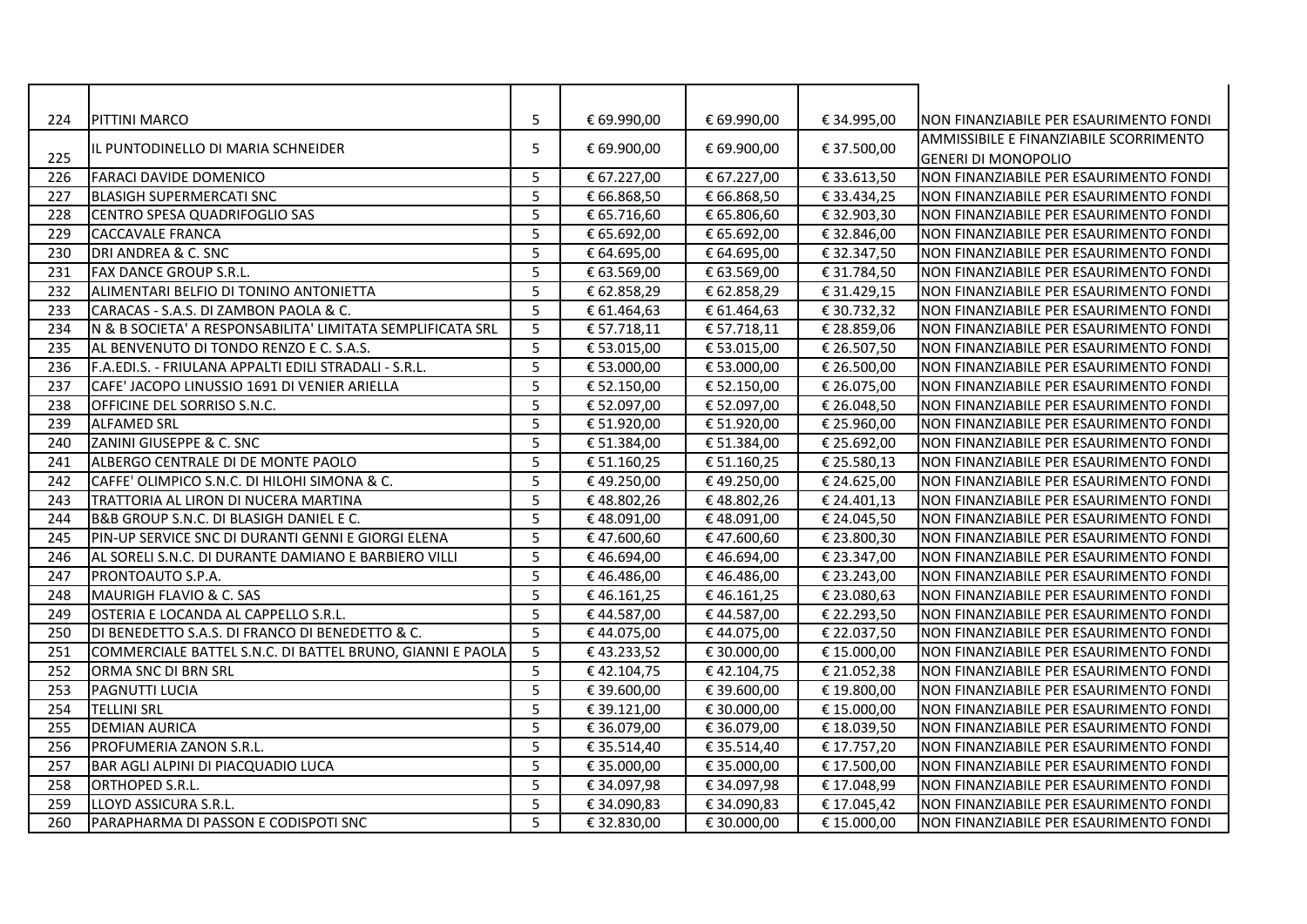| | | | | | | |
|---|---|---|---|---|---|---|
| 224 | PITTINI MARCO | 5 | € 69.990,00 | € 69.990,00 | € 34.995,00 | NON FINANZIABILE PER ESAURIMENTO FONDI |
| 225 | IL PUNTODINELLO DI MARIA SCHNEIDER | 5 | € 69.900,00 | € 69.900,00 | € 37.500,00 | AMMISSIBILE E FINANZIABILE SCORRIMENTO GENERI DI MONOPOLIO |
| 226 | FARACI DAVIDE DOMENICO | 5 | € 67.227,00 | € 67.227,00 | € 33.613,50 | NON FINANZIABILE PER ESAURIMENTO FONDI |
| 227 | BLASIGH SUPERMERCATI SNC | 5 | € 66.868,50 | € 66.868,50 | € 33.434,25 | NON FINANZIABILE PER ESAURIMENTO FONDI |
| 228 | CENTRO SPESA QUADRIFOGLIO SAS | 5 | € 65.716,60 | € 65.806,60 | € 32.903,30 | NON FINANZIABILE PER ESAURIMENTO FONDI |
| 229 | CACCAVALE FRANCA | 5 | € 65.692,00 | € 65.692,00 | € 32.846,00 | NON FINANZIABILE PER ESAURIMENTO FONDI |
| 230 | DRI ANDREA & C. SNC | 5 | € 64.695,00 | € 64.695,00 | € 32.347,50 | NON FINANZIABILE PER ESAURIMENTO FONDI |
| 231 | FAX DANCE GROUP S.R.L. | 5 | € 63.569,00 | € 63.569,00 | € 31.784,50 | NON FINANZIABILE PER ESAURIMENTO FONDI |
| 232 | ALIMENTARI BELFIO DI TONINO ANTONIETTA | 5 | € 62.858,29 | € 62.858,29 | € 31.429,15 | NON FINANZIABILE PER ESAURIMENTO FONDI |
| 233 | CARACAS - S.A.S. DI ZAMBON PAOLA & C. | 5 | € 61.464,63 | € 61.464,63 | € 30.732,32 | NON FINANZIABILE PER ESAURIMENTO FONDI |
| 234 | N & B SOCIETA' A RESPONSABILITA' LIMITATA SEMPLIFICATA SRL | 5 | € 57.718,11 | € 57.718,11 | € 28.859,06 | NON FINANZIABILE PER ESAURIMENTO FONDI |
| 235 | AL BENVENUTO DI TONDO RENZO E C. S.A.S. | 5 | € 53.015,00 | € 53.015,00 | € 26.507,50 | NON FINANZIABILE PER ESAURIMENTO FONDI |
| 236 | F.A.EDI.S. - FRIULANA APPALTI EDILI STRADALI - S.R.L. | 5 | € 53.000,00 | € 53.000,00 | € 26.500,00 | NON FINANZIABILE PER ESAURIMENTO FONDI |
| 237 | CAFE' JACOPO LINUSSIO 1691 DI VENIER ARIELLA | 5 | € 52.150,00 | € 52.150,00 | € 26.075,00 | NON FINANZIABILE PER ESAURIMENTO FONDI |
| 238 | OFFICINE DEL SORRISO S.N.C. | 5 | € 52.097,00 | € 52.097,00 | € 26.048,50 | NON FINANZIABILE PER ESAURIMENTO FONDI |
| 239 | ALFAMED SRL | 5 | € 51.920,00 | € 51.920,00 | € 25.960,00 | NON FINANZIABILE PER ESAURIMENTO FONDI |
| 240 | ZANINI GIUSEPPE & C. SNC | 5 | € 51.384,00 | € 51.384,00 | € 25.692,00 | NON FINANZIABILE PER ESAURIMENTO FONDI |
| 241 | ALBERGO CENTRALE DI DE MONTE PAOLO | 5 | € 51.160,25 | € 51.160,25 | € 25.580,13 | NON FINANZIABILE PER ESAURIMENTO FONDI |
| 242 | CAFFE' OLIMPICO S.N.C. DI HILOHI SIMONA & C. | 5 | € 49.250,00 | € 49.250,00 | € 24.625,00 | NON FINANZIABILE PER ESAURIMENTO FONDI |
| 243 | TRATTORIA AL LIRON DI NUCERA MARTINA | 5 | € 48.802,26 | € 48.802,26 | € 24.401,13 | NON FINANZIABILE PER ESAURIMENTO FONDI |
| 244 | B&B GROUP S.N.C. DI BLASIGH DANIEL E C. | 5 | € 48.091,00 | € 48.091,00 | € 24.045,50 | NON FINANZIABILE PER ESAURIMENTO FONDI |
| 245 | PIN-UP SERVICE SNC DI DURANTI GENNI E GIORGI ELENA | 5 | € 47.600,60 | € 47.600,60 | € 23.800,30 | NON FINANZIABILE PER ESAURIMENTO FONDI |
| 246 | AL SORELI S.N.C. DI DURANTE DAMIANO E BARBIERO VILLI | 5 | € 46.694,00 | € 46.694,00 | € 23.347,00 | NON FINANZIABILE PER ESAURIMENTO FONDI |
| 247 | PRONTOAUTO S.P.A. | 5 | € 46.486,00 | € 46.486,00 | € 23.243,00 | NON FINANZIABILE PER ESAURIMENTO FONDI |
| 248 | MAURIGH FLAVIO & C. SAS | 5 | € 46.161,25 | € 46.161,25 | € 23.080,63 | NON FINANZIABILE PER ESAURIMENTO FONDI |
| 249 | OSTERIA E LOCANDA AL CAPPELLO S.R.L. | 5 | € 44.587,00 | € 44.587,00 | € 22.293,50 | NON FINANZIABILE PER ESAURIMENTO FONDI |
| 250 | DI BENEDETTO S.A.S. DI FRANCO DI BENEDETTO & C. | 5 | € 44.075,00 | € 44.075,00 | € 22.037,50 | NON FINANZIABILE PER ESAURIMENTO FONDI |
| 251 | COMMERCIALE BATTEL S.N.C. DI BATTEL BRUNO, GIANNI E PAOLA | 5 | € 43.233,52 | € 30.000,00 | € 15.000,00 | NON FINANZIABILE PER ESAURIMENTO FONDI |
| 252 | ORMA SNC DI BRN SRL | 5 | € 42.104,75 | € 42.104,75 | € 21.052,38 | NON FINANZIABILE PER ESAURIMENTO FONDI |
| 253 | PAGNUTTI LUCIA | 5 | € 39.600,00 | € 39.600,00 | € 19.800,00 | NON FINANZIABILE PER ESAURIMENTO FONDI |
| 254 | TELLINI SRL | 5 | € 39.121,00 | € 30.000,00 | € 15.000,00 | NON FINANZIABILE PER ESAURIMENTO FONDI |
| 255 | DEMIAN AURICA | 5 | € 36.079,00 | € 36.079,00 | € 18.039,50 | NON FINANZIABILE PER ESAURIMENTO FONDI |
| 256 | PROFUMERIA ZANON S.R.L. | 5 | € 35.514,40 | € 35.514,40 | € 17.757,20 | NON FINANZIABILE PER ESAURIMENTO FONDI |
| 257 | BAR AGLI ALPINI DI PIACQUADIO LUCA | 5 | € 35.000,00 | € 35.000,00 | € 17.500,00 | NON FINANZIABILE PER ESAURIMENTO FONDI |
| 258 | ORTHOPED S.R.L. | 5 | € 34.097,98 | € 34.097,98 | € 17.048,99 | NON FINANZIABILE PER ESAURIMENTO FONDI |
| 259 | LLOYD ASSICURA S.R.L. | 5 | € 34.090,83 | € 34.090,83 | € 17.045,42 | NON FINANZIABILE PER ESAURIMENTO FONDI |
| 260 | PARAPHARMA DI PASSON E CODISPOTI SNC | 5 | € 32.830,00 | € 30.000,00 | € 15.000,00 | NON FINANZIABILE PER ESAURIMENTO FONDI |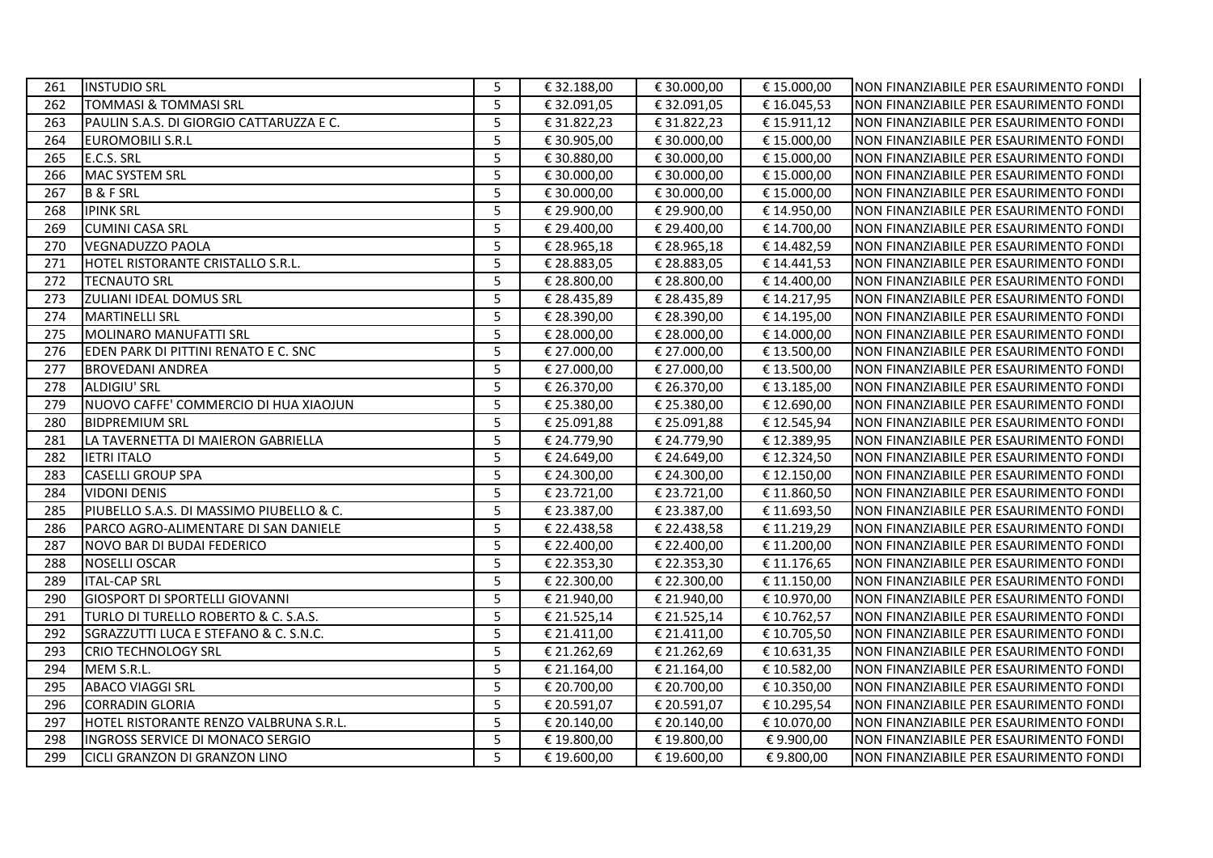| 261 | INSTUDIO SRL | 5 | € 32.188,00 | € 30.000,00 | € 15.000,00 | NON FINANZIABILE PER ESAURIMENTO FONDI |
|---|---|---|---|---|---|---|
| 262 | TOMMASI & TOMMASI SRL | 5 | € 32.091,05 | € 32.091,05 | € 16.045,53 | NON FINANZIABILE PER ESAURIMENTO FONDI |
| 263 | PAULIN S.A.S. DI GIORGIO CATTARUZZA E C. | 5 | € 31.822,23 | € 31.822,23 | € 15.911,12 | NON FINANZIABILE PER ESAURIMENTO FONDI |
| 264 | EUROMOBILI S.R.L | 5 | € 30.905,00 | € 30.000,00 | € 15.000,00 | NON FINANZIABILE PER ESAURIMENTO FONDI |
| 265 | E.C.S. SRL | 5 | € 30.880,00 | € 30.000,00 | € 15.000,00 | NON FINANZIABILE PER ESAURIMENTO FONDI |
| 266 | MAC SYSTEM SRL | 5 | € 30.000,00 | € 30.000,00 | € 15.000,00 | NON FINANZIABILE PER ESAURIMENTO FONDI |
| 267 | B & F SRL | 5 | € 30.000,00 | € 30.000,00 | € 15.000,00 | NON FINANZIABILE PER ESAURIMENTO FONDI |
| 268 | IPINK SRL | 5 | € 29.900,00 | € 29.900,00 | € 14.950,00 | NON FINANZIABILE PER ESAURIMENTO FONDI |
| 269 | CUMINI CASA SRL | 5 | € 29.400,00 | € 29.400,00 | € 14.700,00 | NON FINANZIABILE PER ESAURIMENTO FONDI |
| 270 | VEGNADUZZO PAOLA | 5 | € 28.965,18 | € 28.965,18 | € 14.482,59 | NON FINANZIABILE PER ESAURIMENTO FONDI |
| 271 | HOTEL RISTORANTE CRISTALLO S.R.L. | 5 | € 28.883,05 | € 28.883,05 | € 14.441,53 | NON FINANZIABILE PER ESAURIMENTO FONDI |
| 272 | TECNAUTO SRL | 5 | € 28.800,00 | € 28.800,00 | € 14.400,00 | NON FINANZIABILE PER ESAURIMENTO FONDI |
| 273 | ZULIANI IDEAL DOMUS SRL | 5 | € 28.435,89 | € 28.435,89 | € 14.217,95 | NON FINANZIABILE PER ESAURIMENTO FONDI |
| 274 | MARTINELLI SRL | 5 | € 28.390,00 | € 28.390,00 | € 14.195,00 | NON FINANZIABILE PER ESAURIMENTO FONDI |
| 275 | MOLINARO MANUFATTI SRL | 5 | € 28.000,00 | € 28.000,00 | € 14.000,00 | NON FINANZIABILE PER ESAURIMENTO FONDI |
| 276 | EDEN PARK DI PITTINI RENATO E C. SNC | 5 | € 27.000,00 | € 27.000,00 | € 13.500,00 | NON FINANZIABILE PER ESAURIMENTO FONDI |
| 277 | BROVEDANI ANDREA | 5 | € 27.000,00 | € 27.000,00 | € 13.500,00 | NON FINANZIABILE PER ESAURIMENTO FONDI |
| 278 | ALDIGIU' SRL | 5 | € 26.370,00 | € 26.370,00 | € 13.185,00 | NON FINANZIABILE PER ESAURIMENTO FONDI |
| 279 | NUOVO CAFFE' COMMERCIO DI HUA XIAOJUN | 5 | € 25.380,00 | € 25.380,00 | € 12.690,00 | NON FINANZIABILE PER ESAURIMENTO FONDI |
| 280 | BIDPREMIUM SRL | 5 | € 25.091,88 | € 25.091,88 | € 12.545,94 | NON FINANZIABILE PER ESAURIMENTO FONDI |
| 281 | LA TAVERNETTA DI MAIERON GABRIELLA | 5 | € 24.779,90 | € 24.779,90 | € 12.389,95 | NON FINANZIABILE PER ESAURIMENTO FONDI |
| 282 | IETRI ITALO | 5 | € 24.649,00 | € 24.649,00 | € 12.324,50 | NON FINANZIABILE PER ESAURIMENTO FONDI |
| 283 | CASELLI GROUP SPA | 5 | € 24.300,00 | € 24.300,00 | € 12.150,00 | NON FINANZIABILE PER ESAURIMENTO FONDI |
| 284 | VIDONI DENIS | 5 | € 23.721,00 | € 23.721,00 | € 11.860,50 | NON FINANZIABILE PER ESAURIMENTO FONDI |
| 285 | PIUBELLO S.A.S. DI MASSIMO PIUBELLO & C. | 5 | € 23.387,00 | € 23.387,00 | € 11.693,50 | NON FINANZIABILE PER ESAURIMENTO FONDI |
| 286 | PARCO AGRO-ALIMENTARE DI SAN DANIELE | 5 | € 22.438,58 | € 22.438,58 | € 11.219,29 | NON FINANZIABILE PER ESAURIMENTO FONDI |
| 287 | NOVO BAR DI BUDAI FEDERICO | 5 | € 22.400,00 | € 22.400,00 | € 11.200,00 | NON FINANZIABILE PER ESAURIMENTO FONDI |
| 288 | NOSELLI OSCAR | 5 | € 22.353,30 | € 22.353,30 | € 11.176,65 | NON FINANZIABILE PER ESAURIMENTO FONDI |
| 289 | ITAL-CAP SRL | 5 | € 22.300,00 | € 22.300,00 | € 11.150,00 | NON FINANZIABILE PER ESAURIMENTO FONDI |
| 290 | GIOSPORT DI SPORTELLI GIOVANNI | 5 | € 21.940,00 | € 21.940,00 | € 10.970,00 | NON FINANZIABILE PER ESAURIMENTO FONDI |
| 291 | TURLO DI TURELLO ROBERTO & C. S.A.S. | 5 | € 21.525,14 | € 21.525,14 | € 10.762,57 | NON FINANZIABILE PER ESAURIMENTO FONDI |
| 292 | SGRAZZUTTI LUCA E STEFANO & C. S.N.C. | 5 | € 21.411,00 | € 21.411,00 | € 10.705,50 | NON FINANZIABILE PER ESAURIMENTO FONDI |
| 293 | CRIO TECHNOLOGY SRL | 5 | € 21.262,69 | € 21.262,69 | € 10.631,35 | NON FINANZIABILE PER ESAURIMENTO FONDI |
| 294 | MEM S.R.L. | 5 | € 21.164,00 | € 21.164,00 | € 10.582,00 | NON FINANZIABILE PER ESAURIMENTO FONDI |
| 295 | ABACO VIAGGI SRL | 5 | € 20.700,00 | € 20.700,00 | € 10.350,00 | NON FINANZIABILE PER ESAURIMENTO FONDI |
| 296 | CORRADIN GLORIA | 5 | € 20.591,07 | € 20.591,07 | € 10.295,54 | NON FINANZIABILE PER ESAURIMENTO FONDI |
| 297 | HOTEL RISTORANTE RENZO VALBRUNA S.R.L. | 5 | € 20.140,00 | € 20.140,00 | € 10.070,00 | NON FINANZIABILE PER ESAURIMENTO FONDI |
| 298 | INGROSS SERVICE DI MONACO SERGIO | 5 | € 19.800,00 | € 19.800,00 | € 9.900,00 | NON FINANZIABILE PER ESAURIMENTO FONDI |
| 299 | CICLI GRANZON DI GRANZON LINO | 5 | € 19.600,00 | € 19.600,00 | € 9.800,00 | NON FINANZIABILE PER ESAURIMENTO FONDI |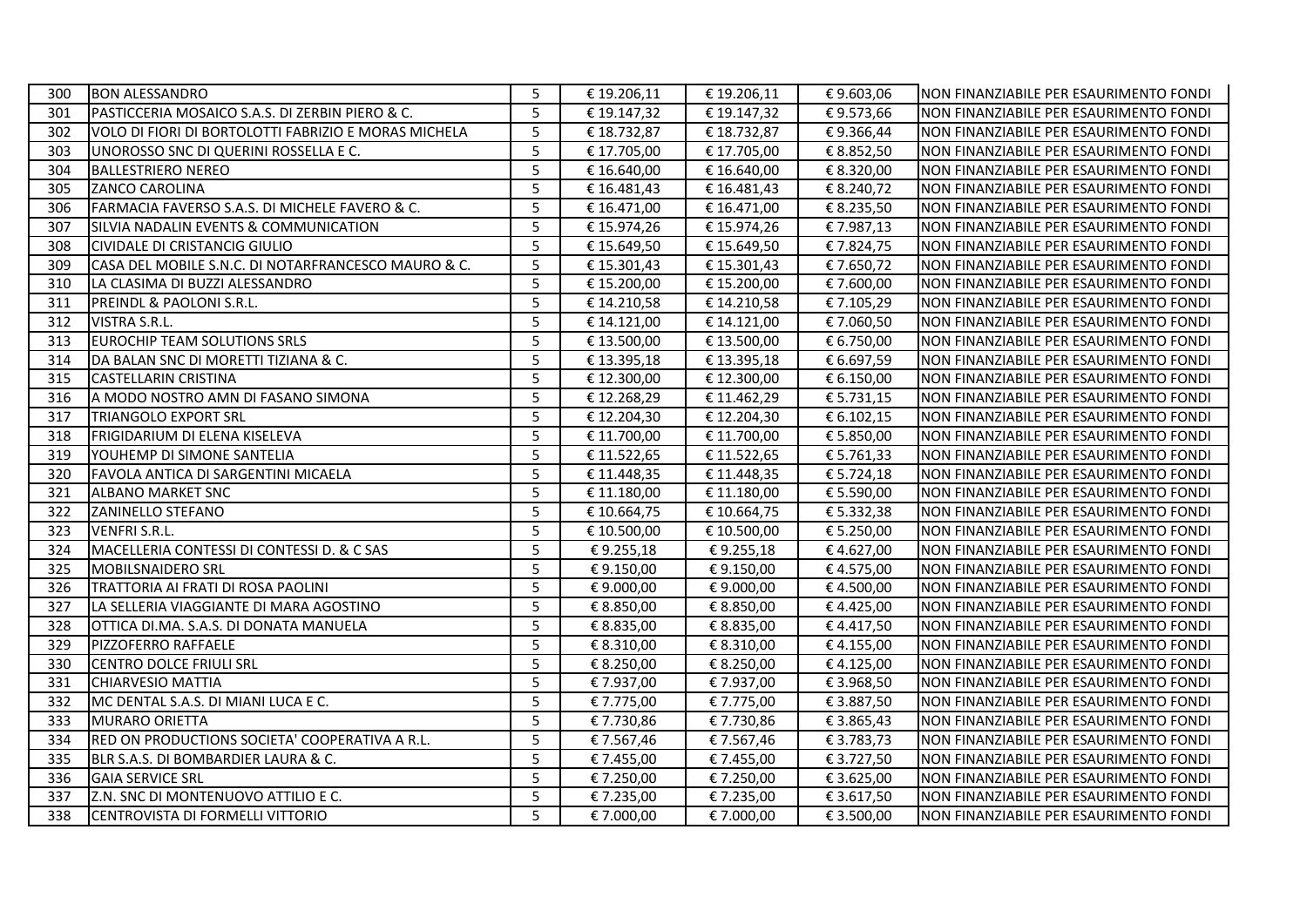| | | | | | | |
|---|---|---|---|---|---|---|
| 300 | BON ALESSANDRO | 5 | € 19.206,11 | € 19.206,11 | € 9.603,06 | NON FINANZIABILE PER ESAURIMENTO FONDI |
| 301 | PASTICCERIA MOSAICO S.A.S. DI ZERBIN PIERO & C. | 5 | € 19.147,32 | € 19.147,32 | € 9.573,66 | NON FINANZIABILE PER ESAURIMENTO FONDI |
| 302 | VOLO DI FIORI DI BORTOLOTTI FABRIZIO E MORAS MICHELA | 5 | € 18.732,87 | € 18.732,87 | € 9.366,44 | NON FINANZIABILE PER ESAURIMENTO FONDI |
| 303 | UNOROSSO SNC DI QUERINI ROSSELLA E C. | 5 | € 17.705,00 | € 17.705,00 | € 8.852,50 | NON FINANZIABILE PER ESAURIMENTO FONDI |
| 304 | BALLESTRIERO NEREO | 5 | € 16.640,00 | € 16.640,00 | € 8.320,00 | NON FINANZIABILE PER ESAURIMENTO FONDI |
| 305 | ZANCO CAROLINA | 5 | € 16.481,43 | € 16.481,43 | € 8.240,72 | NON FINANZIABILE PER ESAURIMENTO FONDI |
| 306 | FARMACIA FAVERSO S.A.S. DI MICHELE FAVERO & C. | 5 | € 16.471,00 | € 16.471,00 | € 8.235,50 | NON FINANZIABILE PER ESAURIMENTO FONDI |
| 307 | SILVIA NADALIN EVENTS & COMMUNICATION | 5 | € 15.974,26 | € 15.974,26 | € 7.987,13 | NON FINANZIABILE PER ESAURIMENTO FONDI |
| 308 | CIVIDALE DI CRISTANCIG GIULIO | 5 | € 15.649,50 | € 15.649,50 | € 7.824,75 | NON FINANZIABILE PER ESAURIMENTO FONDI |
| 309 | CASA DEL MOBILE S.N.C. DI NOTARFRANCESCO MAURO & C. | 5 | € 15.301,43 | € 15.301,43 | € 7.650,72 | NON FINANZIABILE PER ESAURIMENTO FONDI |
| 310 | LA CLASIMA DI BUZZI ALESSANDRO | 5 | € 15.200,00 | € 15.200,00 | € 7.600,00 | NON FINANZIABILE PER ESAURIMENTO FONDI |
| 311 | PREINDL & PAOLONI S.R.L. | 5 | € 14.210,58 | € 14.210,58 | € 7.105,29 | NON FINANZIABILE PER ESAURIMENTO FONDI |
| 312 | VISTRA S.R.L. | 5 | € 14.121,00 | € 14.121,00 | € 7.060,50 | NON FINANZIABILE PER ESAURIMENTO FONDI |
| 313 | EUROCHIP TEAM SOLUTIONS SRLS | 5 | € 13.500,00 | € 13.500,00 | € 6.750,00 | NON FINANZIABILE PER ESAURIMENTO FONDI |
| 314 | DA BALAN SNC DI MORETTI TIZIANA & C. | 5 | € 13.395,18 | € 13.395,18 | € 6.697,59 | NON FINANZIABILE PER ESAURIMENTO FONDI |
| 315 | CASTELLARIN CRISTINA | 5 | € 12.300,00 | € 12.300,00 | € 6.150,00 | NON FINANZIABILE PER ESAURIMENTO FONDI |
| 316 | A MODO NOSTRO AMN DI FASANO SIMONA | 5 | € 12.268,29 | € 11.462,29 | € 5.731,15 | NON FINANZIABILE PER ESAURIMENTO FONDI |
| 317 | TRIANGOLO EXPORT SRL | 5 | € 12.204,30 | € 12.204,30 | € 6.102,15 | NON FINANZIABILE PER ESAURIMENTO FONDI |
| 318 | FRIGIDARIUM DI ELENA KISELEVA | 5 | € 11.700,00 | € 11.700,00 | € 5.850,00 | NON FINANZIABILE PER ESAURIMENTO FONDI |
| 319 | YOUHEMP DI SIMONE SANTELIA | 5 | € 11.522,65 | € 11.522,65 | € 5.761,33 | NON FINANZIABILE PER ESAURIMENTO FONDI |
| 320 | FAVOLA ANTICA DI SARGENTINI MICAELA | 5 | € 11.448,35 | € 11.448,35 | € 5.724,18 | NON FINANZIABILE PER ESAURIMENTO FONDI |
| 321 | ALBANO MARKET SNC | 5 | € 11.180,00 | € 11.180,00 | € 5.590,00 | NON FINANZIABILE PER ESAURIMENTO FONDI |
| 322 | ZANINELLO STEFANO | 5 | € 10.664,75 | € 10.664,75 | € 5.332,38 | NON FINANZIABILE PER ESAURIMENTO FONDI |
| 323 | VENFRI S.R.L. | 5 | € 10.500,00 | € 10.500,00 | € 5.250,00 | NON FINANZIABILE PER ESAURIMENTO FONDI |
| 324 | MACELLERIA CONTESSI DI CONTESSI D. & C SAS | 5 | € 9.255,18 | € 9.255,18 | € 4.627,00 | NON FINANZIABILE PER ESAURIMENTO FONDI |
| 325 | MOBILSNAIDERO SRL | 5 | € 9.150,00 | € 9.150,00 | € 4.575,00 | NON FINANZIABILE PER ESAURIMENTO FONDI |
| 326 | TRATTORIA AI FRATI DI ROSA PAOLINI | 5 | € 9.000,00 | € 9.000,00 | € 4.500,00 | NON FINANZIABILE PER ESAURIMENTO FONDI |
| 327 | LA SELLERIA VIAGGIANTE DI MARA AGOSTINO | 5 | € 8.850,00 | € 8.850,00 | € 4.425,00 | NON FINANZIABILE PER ESAURIMENTO FONDI |
| 328 | OTTICA DI.MA. S.A.S. DI DONATA MANUELA | 5 | € 8.835,00 | € 8.835,00 | € 4.417,50 | NON FINANZIABILE PER ESAURIMENTO FONDI |
| 329 | PIZZOFERRO RAFFAELE | 5 | € 8.310,00 | € 8.310,00 | € 4.155,00 | NON FINANZIABILE PER ESAURIMENTO FONDI |
| 330 | CENTRO DOLCE FRIULI SRL | 5 | € 8.250,00 | € 8.250,00 | € 4.125,00 | NON FINANZIABILE PER ESAURIMENTO FONDI |
| 331 | CHIARVESIO MATTIA | 5 | € 7.937,00 | € 7.937,00 | € 3.968,50 | NON FINANZIABILE PER ESAURIMENTO FONDI |
| 332 | MC DENTAL S.A.S. DI MIANI LUCA E C. | 5 | € 7.775,00 | € 7.775,00 | € 3.887,50 | NON FINANZIABILE PER ESAURIMENTO FONDI |
| 333 | MURARO ORIETTA | 5 | € 7.730,86 | € 7.730,86 | € 3.865,43 | NON FINANZIABILE PER ESAURIMENTO FONDI |
| 334 | RED ON PRODUCTIONS SOCIETA' COOPERATIVA A R.L. | 5 | € 7.567,46 | € 7.567,46 | € 3.783,73 | NON FINANZIABILE PER ESAURIMENTO FONDI |
| 335 | BLR S.A.S. DI BOMBARDIER LAURA & C. | 5 | € 7.455,00 | € 7.455,00 | € 3.727,50 | NON FINANZIABILE PER ESAURIMENTO FONDI |
| 336 | GAIA SERVICE SRL | 5 | € 7.250,00 | € 7.250,00 | € 3.625,00 | NON FINANZIABILE PER ESAURIMENTO FONDI |
| 337 | Z.N. SNC DI MONTENUOVO ATTILIO E C. | 5 | € 7.235,00 | € 7.235,00 | € 3.617,50 | NON FINANZIABILE PER ESAURIMENTO FONDI |
| 338 | CENTROVISTA DI FORMELLI VITTORIO | 5 | € 7.000,00 | € 7.000,00 | € 3.500,00 | NON FINANZIABILE PER ESAURIMENTO FONDI |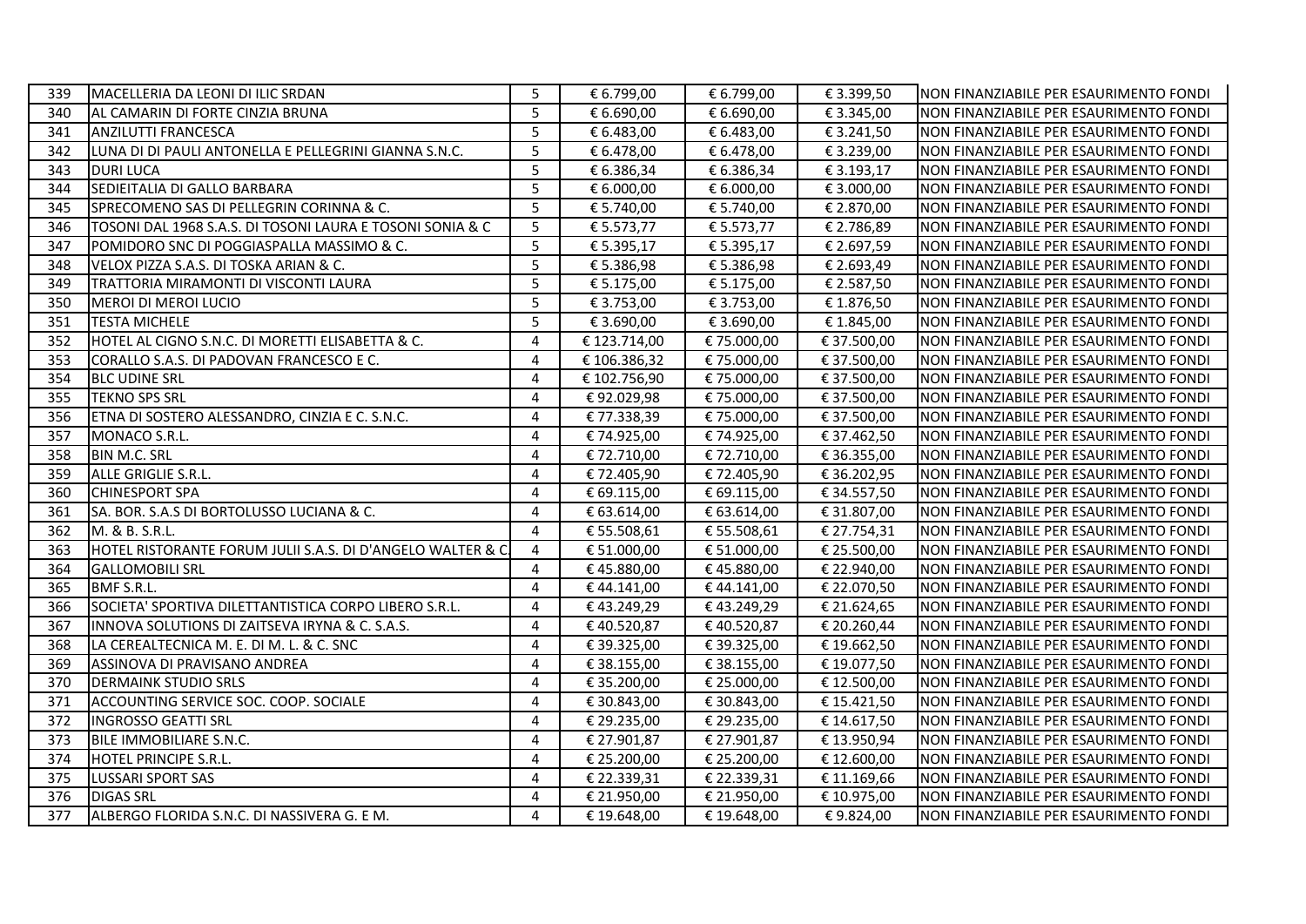| 339 | MACELLERIA DA LEONI DI ILIC SRDAN | 5 | € 6.799,00 | € 6.799,00 | € 3.399,50 | NON FINANZIABILE PER ESAURIMENTO FONDI |
|---|---|---|---|---|---|---|
| 340 | AL CAMARIN DI FORTE CINZIA BRUNA | 5 | € 6.690,00 | € 6.690,00 | € 3.345,00 | NON FINANZIABILE PER ESAURIMENTO FONDI |
| 341 | ANZILUTTI FRANCESCA | 5 | € 6.483,00 | € 6.483,00 | € 3.241,50 | NON FINANZIABILE PER ESAURIMENTO FONDI |
| 342 | LUNA DI DI PAULI ANTONELLA E PELLEGRINI GIANNA S.N.C. | 5 | € 6.478,00 | € 6.478,00 | € 3.239,00 | NON FINANZIABILE PER ESAURIMENTO FONDI |
| 343 | DURI LUCA | 5 | € 6.386,34 | € 6.386,34 | € 3.193,17 | NON FINANZIABILE PER ESAURIMENTO FONDI |
| 344 | SEDIEITALIA DI GALLO BARBARA | 5 | € 6.000,00 | € 6.000,00 | € 3.000,00 | NON FINANZIABILE PER ESAURIMENTO FONDI |
| 345 | SPRECOMENO SAS DI PELLEGRIN CORINNA & C. | 5 | € 5.740,00 | € 5.740,00 | € 2.870,00 | NON FINANZIABILE PER ESAURIMENTO FONDI |
| 346 | TOSONI DAL 1968 S.A.S. DI TOSONI LAURA E TOSONI SONIA & C | 5 | € 5.573,77 | € 5.573,77 | € 2.786,89 | NON FINANZIABILE PER ESAURIMENTO FONDI |
| 347 | POMIDORO SNC DI POGGIASPALLA MASSIMO & C. | 5 | € 5.395,17 | € 5.395,17 | € 2.697,59 | NON FINANZIABILE PER ESAURIMENTO FONDI |
| 348 | VELOX PIZZA S.A.S. DI TOSKA ARIAN & C. | 5 | € 5.386,98 | € 5.386,98 | € 2.693,49 | NON FINANZIABILE PER ESAURIMENTO FONDI |
| 349 | TRATTORIA MIRAMONTI DI VISCONTI LAURA | 5 | € 5.175,00 | € 5.175,00 | € 2.587,50 | NON FINANZIABILE PER ESAURIMENTO FONDI |
| 350 | MEROI DI MEROI LUCIO | 5 | € 3.753,00 | € 3.753,00 | € 1.876,50 | NON FINANZIABILE PER ESAURIMENTO FONDI |
| 351 | TESTA MICHELE | 5 | € 3.690,00 | € 3.690,00 | € 1.845,00 | NON FINANZIABILE PER ESAURIMENTO FONDI |
| 352 | HOTEL AL CIGNO S.N.C. DI MORETTI ELISABETTA & C. | 4 | € 123.714,00 | € 75.000,00 | € 37.500,00 | NON FINANZIABILE PER ESAURIMENTO FONDI |
| 353 | CORALLO S.A.S. DI PADOVAN FRANCESCO E C. | 4 | € 106.386,32 | € 75.000,00 | € 37.500,00 | NON FINANZIABILE PER ESAURIMENTO FONDI |
| 354 | BLC UDINE SRL | 4 | € 102.756,90 | € 75.000,00 | € 37.500,00 | NON FINANZIABILE PER ESAURIMENTO FONDI |
| 355 | TEKNO SPS SRL | 4 | € 92.029,98 | € 75.000,00 | € 37.500,00 | NON FINANZIABILE PER ESAURIMENTO FONDI |
| 356 | ETNA DI SOSTERO ALESSANDRO, CINZIA E C. S.N.C. | 4 | € 77.338,39 | € 75.000,00 | € 37.500,00 | NON FINANZIABILE PER ESAURIMENTO FONDI |
| 357 | MONACO S.R.L. | 4 | € 74.925,00 | € 74.925,00 | € 37.462,50 | NON FINANZIABILE PER ESAURIMENTO FONDI |
| 358 | BIN M.C. SRL | 4 | € 72.710,00 | € 72.710,00 | € 36.355,00 | NON FINANZIABILE PER ESAURIMENTO FONDI |
| 359 | ALLE GRIGLIE S.R.L. | 4 | € 72.405,90 | € 72.405,90 | € 36.202,95 | NON FINANZIABILE PER ESAURIMENTO FONDI |
| 360 | CHINESPORT SPA | 4 | € 69.115,00 | € 69.115,00 | € 34.557,50 | NON FINANZIABILE PER ESAURIMENTO FONDI |
| 361 | SA. BOR. S.A.S DI BORTOLUSSO LUCIANA & C. | 4 | € 63.614,00 | € 63.614,00 | € 31.807,00 | NON FINANZIABILE PER ESAURIMENTO FONDI |
| 362 | M. & B. S.R.L. | 4 | € 55.508,61 | € 55.508,61 | € 27.754,31 | NON FINANZIABILE PER ESAURIMENTO FONDI |
| 363 | HOTEL RISTORANTE FORUM JULII S.A.S. DI D'ANGELO WALTER & C. | 4 | € 51.000,00 | € 51.000,00 | € 25.500,00 | NON FINANZIABILE PER ESAURIMENTO FONDI |
| 364 | GALLOMOBILI SRL | 4 | € 45.880,00 | € 45.880,00 | € 22.940,00 | NON FINANZIABILE PER ESAURIMENTO FONDI |
| 365 | BMF S.R.L. | 4 | € 44.141,00 | € 44.141,00 | € 22.070,50 | NON FINANZIABILE PER ESAURIMENTO FONDI |
| 366 | SOCIETA' SPORTIVA DILETTANTISTICA CORPO LIBERO S.R.L. | 4 | € 43.249,29 | € 43.249,29 | € 21.624,65 | NON FINANZIABILE PER ESAURIMENTO FONDI |
| 367 | INNOVA SOLUTIONS DI ZAITSEVA IRYNA & C. S.A.S. | 4 | € 40.520,87 | € 40.520,87 | € 20.260,44 | NON FINANZIABILE PER ESAURIMENTO FONDI |
| 368 | LA CEREALTECNICA M. E. DI M. L. & C. SNC | 4 | € 39.325,00 | € 39.325,00 | € 19.662,50 | NON FINANZIABILE PER ESAURIMENTO FONDI |
| 369 | ASSINOVA DI PRAVISANO ANDREA | 4 | € 38.155,00 | € 38.155,00 | € 19.077,50 | NON FINANZIABILE PER ESAURIMENTO FONDI |
| 370 | DERMAINK STUDIO SRLS | 4 | € 35.200,00 | € 25.000,00 | € 12.500,00 | NON FINANZIABILE PER ESAURIMENTO FONDI |
| 371 | ACCOUNTING SERVICE SOC. COOP. SOCIALE | 4 | € 30.843,00 | € 30.843,00 | € 15.421,50 | NON FINANZIABILE PER ESAURIMENTO FONDI |
| 372 | INGROSSO GEATTI SRL | 4 | € 29.235,00 | € 29.235,00 | € 14.617,50 | NON FINANZIABILE PER ESAURIMENTO FONDI |
| 373 | BILE IMMOBILIARE S.N.C. | 4 | € 27.901,87 | € 27.901,87 | € 13.950,94 | NON FINANZIABILE PER ESAURIMENTO FONDI |
| 374 | HOTEL PRINCIPE S.R.L. | 4 | € 25.200,00 | € 25.200,00 | € 12.600,00 | NON FINANZIABILE PER ESAURIMENTO FONDI |
| 375 | LUSSARI SPORT SAS | 4 | € 22.339,31 | € 22.339,31 | € 11.169,66 | NON FINANZIABILE PER ESAURIMENTO FONDI |
| 376 | DIGAS SRL | 4 | € 21.950,00 | € 21.950,00 | € 10.975,00 | NON FINANZIABILE PER ESAURIMENTO FONDI |
| 377 | ALBERGO FLORIDA S.N.C. DI NASSIVERA G. E M. | 4 | € 19.648,00 | € 19.648,00 | € 9.824,00 | NON FINANZIABILE PER ESAURIMENTO FONDI |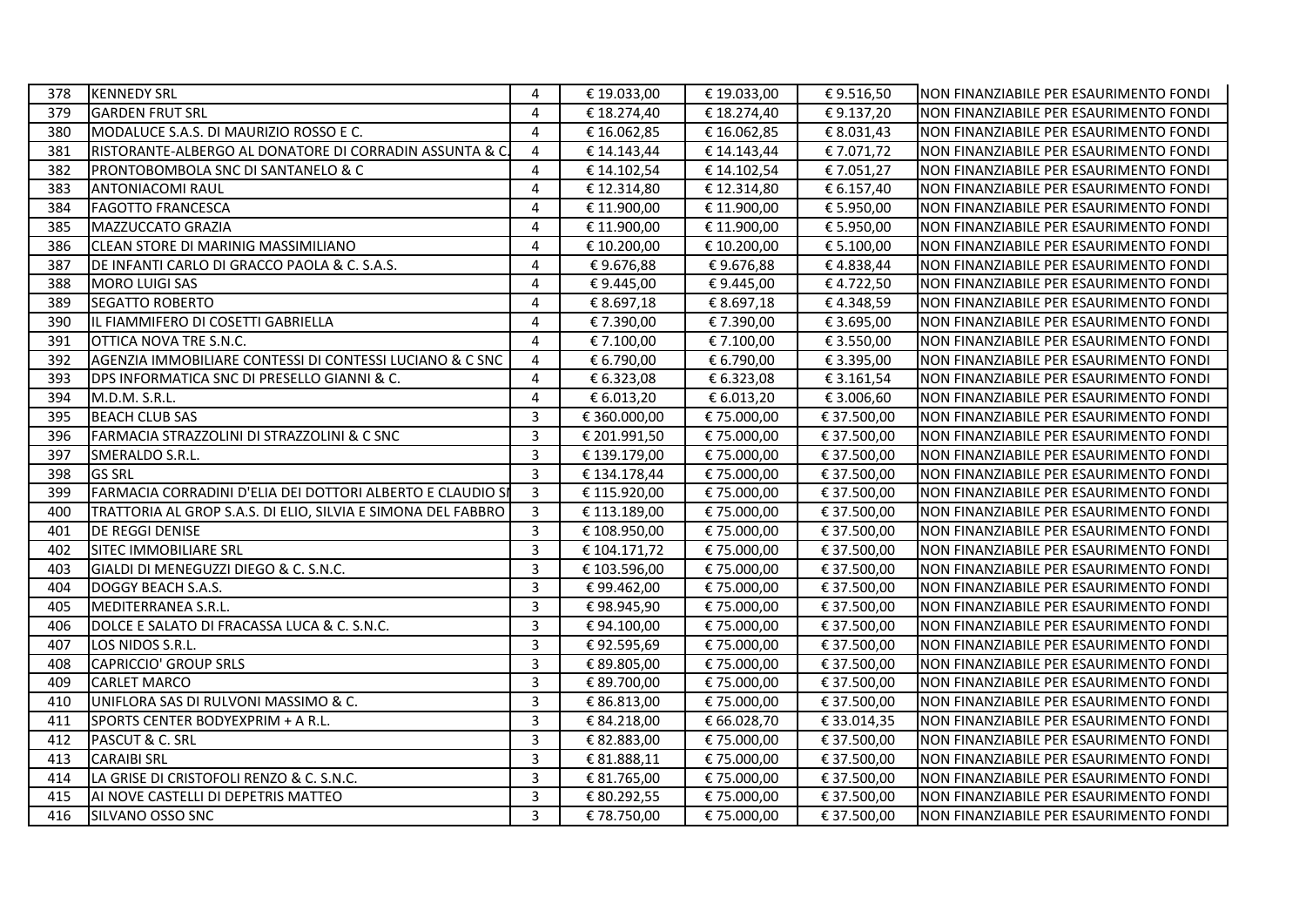| 378 | KENNEDY SRL | 4 | € 19.033,00 | € 19.033,00 | € 9.516,50 | NON FINANZIABILE PER ESAURIMENTO FONDI |
|---|---|---|---|---|---|---|
| 379 | GARDEN FRUT SRL | 4 | € 18.274,40 | € 18.274,40 | € 9.137,20 | NON FINANZIABILE PER ESAURIMENTO FONDI |
| 380 | MODALUCE S.A.S. DI MAURIZIO ROSSO E C. | 4 | € 16.062,85 | € 16.062,85 | € 8.031,43 | NON FINANZIABILE PER ESAURIMENTO FONDI |
| 381 | RISTORANTE-ALBERGO AL DONATORE DI CORRADIN ASSUNTA & C. | 4 | € 14.143,44 | € 14.143,44 | € 7.071,72 | NON FINANZIABILE PER ESAURIMENTO FONDI |
| 382 | PRONTOBOMBOLA SNC DI SANTANELO & C | 4 | € 14.102,54 | € 14.102,54 | € 7.051,27 | NON FINANZIABILE PER ESAURIMENTO FONDI |
| 383 | ANTONIACOMI RAUL | 4 | € 12.314,80 | € 12.314,80 | € 6.157,40 | NON FINANZIABILE PER ESAURIMENTO FONDI |
| 384 | FAGOTTO FRANCESCA | 4 | € 11.900,00 | € 11.900,00 | € 5.950,00 | NON FINANZIABILE PER ESAURIMENTO FONDI |
| 385 | MAZZUCCATO GRAZIA | 4 | € 11.900,00 | € 11.900,00 | € 5.950,00 | NON FINANZIABILE PER ESAURIMENTO FONDI |
| 386 | CLEAN STORE DI MARINIG MASSIMILIANO | 4 | € 10.200,00 | € 10.200,00 | € 5.100,00 | NON FINANZIABILE PER ESAURIMENTO FONDI |
| 387 | DE INFANTI CARLO DI GRACCO PAOLA & C. S.A.S. | 4 | € 9.676,88 | € 9.676,88 | € 4.838,44 | NON FINANZIABILE PER ESAURIMENTO FONDI |
| 388 | MORO LUIGI SAS | 4 | € 9.445,00 | € 9.445,00 | € 4.722,50 | NON FINANZIABILE PER ESAURIMENTO FONDI |
| 389 | SEGATTO ROBERTO | 4 | € 8.697,18 | € 8.697,18 | € 4.348,59 | NON FINANZIABILE PER ESAURIMENTO FONDI |
| 390 | IL FIAMMIFERO DI COSETTI GABRIELLA | 4 | € 7.390,00 | € 7.390,00 | € 3.695,00 | NON FINANZIABILE PER ESAURIMENTO FONDI |
| 391 | OTTICA NOVA TRE S.N.C. | 4 | € 7.100,00 | € 7.100,00 | € 3.550,00 | NON FINANZIABILE PER ESAURIMENTO FONDI |
| 392 | AGENZIA IMMOBILIARE CONTESSI DI CONTESSI LUCIANO & C SNC | 4 | € 6.790,00 | € 6.790,00 | € 3.395,00 | NON FINANZIABILE PER ESAURIMENTO FONDI |
| 393 | DPS INFORMATICA SNC DI PRESELLO GIANNI & C. | 4 | € 6.323,08 | € 6.323,08 | € 3.161,54 | NON FINANZIABILE PER ESAURIMENTO FONDI |
| 394 | M.D.M. S.R.L. | 4 | € 6.013,20 | € 6.013,20 | € 3.006,60 | NON FINANZIABILE PER ESAURIMENTO FONDI |
| 395 | BEACH CLUB SAS | 3 | € 360.000,00 | € 75.000,00 | € 37.500,00 | NON FINANZIABILE PER ESAURIMENTO FONDI |
| 396 | FARMACIA STRAZZOLINI DI STRAZZOLINI & C SNC | 3 | € 201.991,50 | € 75.000,00 | € 37.500,00 | NON FINANZIABILE PER ESAURIMENTO FONDI |
| 397 | SMERALDO S.R.L. | 3 | € 139.179,00 | € 75.000,00 | € 37.500,00 | NON FINANZIABILE PER ESAURIMENTO FONDI |
| 398 | GS SRL | 3 | € 134.178,44 | € 75.000,00 | € 37.500,00 | NON FINANZIABILE PER ESAURIMENTO FONDI |
| 399 | FARMACIA CORRADINI D'ELIA DEI DOTTORI ALBERTO E CLAUDIO SI | 3 | € 115.920,00 | € 75.000,00 | € 37.500,00 | NON FINANZIABILE PER ESAURIMENTO FONDI |
| 400 | TRATTORIA AL GROP S.A.S. DI ELIO, SILVIA E SIMONA DEL FABBRO | 3 | € 113.189,00 | € 75.000,00 | € 37.500,00 | NON FINANZIABILE PER ESAURIMENTO FONDI |
| 401 | DE REGGI DENISE | 3 | € 108.950,00 | € 75.000,00 | € 37.500,00 | NON FINANZIABILE PER ESAURIMENTO FONDI |
| 402 | SITEC IMMOBILIARE SRL | 3 | € 104.171,72 | € 75.000,00 | € 37.500,00 | NON FINANZIABILE PER ESAURIMENTO FONDI |
| 403 | GIALDI DI MENEGUZZI DIEGO & C. S.N.C. | 3 | € 103.596,00 | € 75.000,00 | € 37.500,00 | NON FINANZIABILE PER ESAURIMENTO FONDI |
| 404 | DOGGY BEACH S.A.S. | 3 | € 99.462,00 | € 75.000,00 | € 37.500,00 | NON FINANZIABILE PER ESAURIMENTO FONDI |
| 405 | MEDITERRANEA S.R.L. | 3 | € 98.945,90 | € 75.000,00 | € 37.500,00 | NON FINANZIABILE PER ESAURIMENTO FONDI |
| 406 | DOLCE E SALATO DI FRACASSA LUCA & C. S.N.C. | 3 | € 94.100,00 | € 75.000,00 | € 37.500,00 | NON FINANZIABILE PER ESAURIMENTO FONDI |
| 407 | LOS NIDOS S.R.L. | 3 | € 92.595,69 | € 75.000,00 | € 37.500,00 | NON FINANZIABILE PER ESAURIMENTO FONDI |
| 408 | CAPRICCIO' GROUP SRLS | 3 | € 89.805,00 | € 75.000,00 | € 37.500,00 | NON FINANZIABILE PER ESAURIMENTO FONDI |
| 409 | CARLET MARCO | 3 | € 89.700,00 | € 75.000,00 | € 37.500,00 | NON FINANZIABILE PER ESAURIMENTO FONDI |
| 410 | UNIFLORA SAS DI RULVONI MASSIMO & C. | 3 | € 86.813,00 | € 75.000,00 | € 37.500,00 | NON FINANZIABILE PER ESAURIMENTO FONDI |
| 411 | SPORTS CENTER BODYEXPRIM + A R.L. | 3 | € 84.218,00 | € 66.028,70 | € 33.014,35 | NON FINANZIABILE PER ESAURIMENTO FONDI |
| 412 | PASCUT & C. SRL | 3 | € 82.883,00 | € 75.000,00 | € 37.500,00 | NON FINANZIABILE PER ESAURIMENTO FONDI |
| 413 | CARAIBI SRL | 3 | € 81.888,11 | € 75.000,00 | € 37.500,00 | NON FINANZIABILE PER ESAURIMENTO FONDI |
| 414 | LA GRISE DI CRISTOFOLI RENZO & C. S.N.C. | 3 | € 81.765,00 | € 75.000,00 | € 37.500,00 | NON FINANZIABILE PER ESAURIMENTO FONDI |
| 415 | AI NOVE CASTELLI DI DEPETRIS MATTEO | 3 | € 80.292,55 | € 75.000,00 | € 37.500,00 | NON FINANZIABILE PER ESAURIMENTO FONDI |
| 416 | SILVANO OSSO SNC | 3 | € 78.750,00 | € 75.000,00 | € 37.500,00 | NON FINANZIABILE PER ESAURIMENTO FONDI |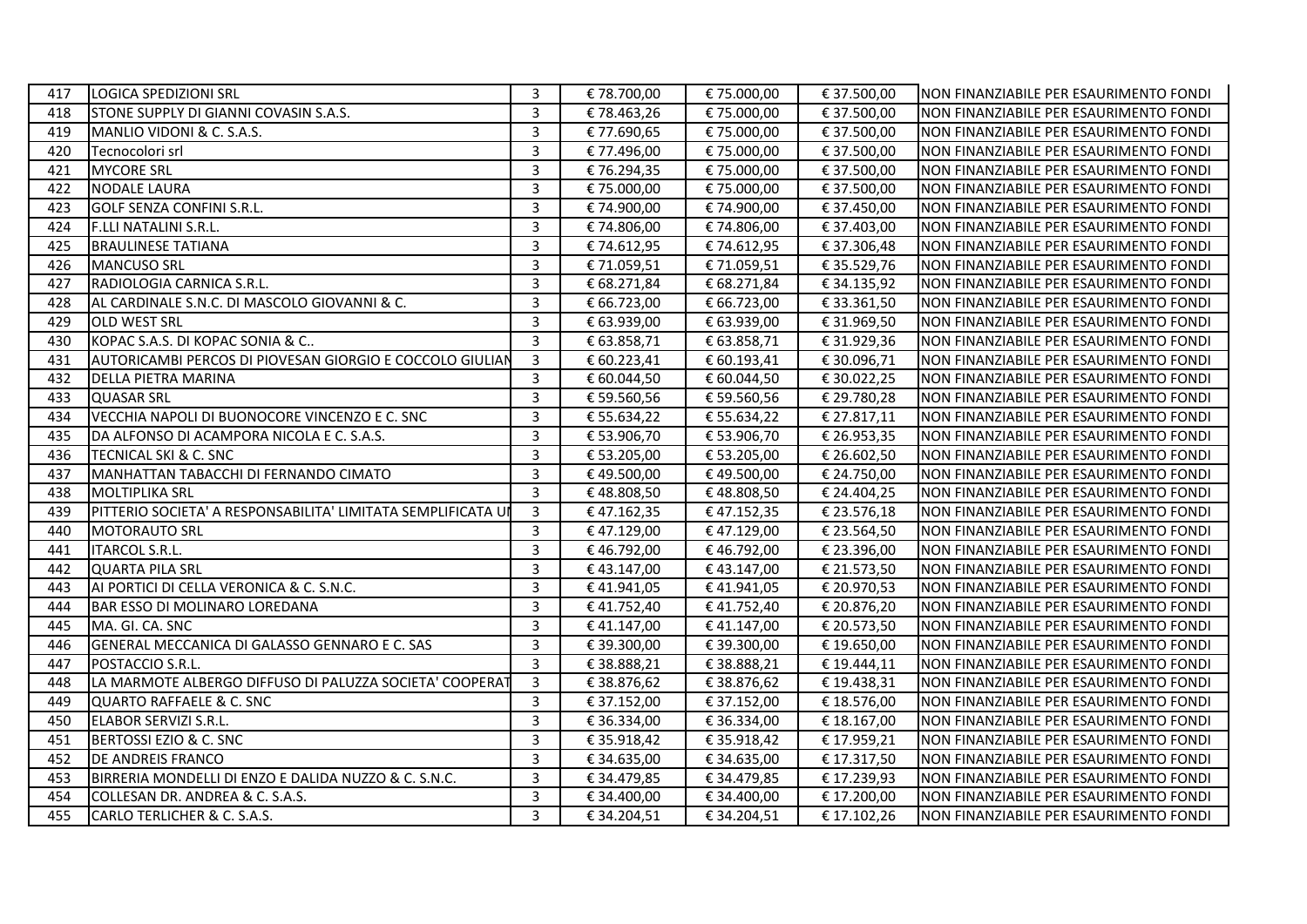| 417 | LOGICA SPEDIZIONI SRL | 3 | € 78.700,00 | € 75.000,00 | € 37.500,00 | NON FINANZIABILE PER ESAURIMENTO FONDI |
|---|---|---|---|---|---|---|
| 418 | STONE SUPPLY DI GIANNI COVASIN S.A.S. | 3 | € 78.463,26 | € 75.000,00 | € 37.500,00 | NON FINANZIABILE PER ESAURIMENTO FONDI |
| 419 | MANLIO VIDONI & C. S.A.S. | 3 | € 77.690,65 | € 75.000,00 | € 37.500,00 | NON FINANZIABILE PER ESAURIMENTO FONDI |
| 420 | Tecnocolori srl | 3 | € 77.496,00 | € 75.000,00 | € 37.500,00 | NON FINANZIABILE PER ESAURIMENTO FONDI |
| 421 | MYCORE SRL | 3 | € 76.294,35 | € 75.000,00 | € 37.500,00 | NON FINANZIABILE PER ESAURIMENTO FONDI |
| 422 | NODALE LAURA | 3 | € 75.000,00 | € 75.000,00 | € 37.500,00 | NON FINANZIABILE PER ESAURIMENTO FONDI |
| 423 | GOLF SENZA CONFINI S.R.L. | 3 | € 74.900,00 | € 74.900,00 | € 37.450,00 | NON FINANZIABILE PER ESAURIMENTO FONDI |
| 424 | F.LLI NATALINI S.R.L. | 3 | € 74.806,00 | € 74.806,00 | € 37.403,00 | NON FINANZIABILE PER ESAURIMENTO FONDI |
| 425 | BRAULINESE TATIANA | 3 | € 74.612,95 | € 74.612,95 | € 37.306,48 | NON FINANZIABILE PER ESAURIMENTO FONDI |
| 426 | MANCUSO SRL | 3 | € 71.059,51 | € 71.059,51 | € 35.529,76 | NON FINANZIABILE PER ESAURIMENTO FONDI |
| 427 | RADIOLOGIA CARNICA S.R.L. | 3 | € 68.271,84 | € 68.271,84 | € 34.135,92 | NON FINANZIABILE PER ESAURIMENTO FONDI |
| 428 | AL CARDINALE S.N.C. DI MASCOLO GIOVANNI & C. | 3 | € 66.723,00 | € 66.723,00 | € 33.361,50 | NON FINANZIABILE PER ESAURIMENTO FONDI |
| 429 | OLD WEST SRL | 3 | € 63.939,00 | € 63.939,00 | € 31.969,50 | NON FINANZIABILE PER ESAURIMENTO FONDI |
| 430 | KOPAC S.A.S. DI KOPAC SONIA & C.. | 3 | € 63.858,71 | € 63.858,71 | € 31.929,36 | NON FINANZIABILE PER ESAURIMENTO FONDI |
| 431 | AUTORICAMBI PERCOS DI PIOVESAN GIORGIO E COCCOLO GIULIAN | 3 | € 60.223,41 | € 60.193,41 | € 30.096,71 | NON FINANZIABILE PER ESAURIMENTO FONDI |
| 432 | DELLA PIETRA MARINA | 3 | € 60.044,50 | € 60.044,50 | € 30.022,25 | NON FINANZIABILE PER ESAURIMENTO FONDI |
| 433 | QUASAR SRL | 3 | € 59.560,56 | € 59.560,56 | € 29.780,28 | NON FINANZIABILE PER ESAURIMENTO FONDI |
| 434 | VECCHIA NAPOLI DI BUONOCORE VINCENZO E C. SNC | 3 | € 55.634,22 | € 55.634,22 | € 27.817,11 | NON FINANZIABILE PER ESAURIMENTO FONDI |
| 435 | DA ALFONSO DI ACAMPORA NICOLA E C. S.A.S. | 3 | € 53.906,70 | € 53.906,70 | € 26.953,35 | NON FINANZIABILE PER ESAURIMENTO FONDI |
| 436 | TECNICAL SKI & C. SNC | 3 | € 53.205,00 | € 53.205,00 | € 26.602,50 | NON FINANZIABILE PER ESAURIMENTO FONDI |
| 437 | MANHATTAN TABACCHI DI FERNANDO CIMATO | 3 | € 49.500,00 | € 49.500,00 | € 24.750,00 | NON FINANZIABILE PER ESAURIMENTO FONDI |
| 438 | MOLTIPLIKA SRL | 3 | € 48.808,50 | € 48.808,50 | € 24.404,25 | NON FINANZIABILE PER ESAURIMENTO FONDI |
| 439 | PITTERIO SOCIETA' A RESPONSABILITA' LIMITATA SEMPLIFICATA UI | 3 | € 47.162,35 | € 47.152,35 | € 23.576,18 | NON FINANZIABILE PER ESAURIMENTO FONDI |
| 440 | MOTORAUTO SRL | 3 | € 47.129,00 | € 47.129,00 | € 23.564,50 | NON FINANZIABILE PER ESAURIMENTO FONDI |
| 441 | ITARCOL S.R.L. | 3 | € 46.792,00 | € 46.792,00 | € 23.396,00 | NON FINANZIABILE PER ESAURIMENTO FONDI |
| 442 | QUARTA PILA SRL | 3 | € 43.147,00 | € 43.147,00 | € 21.573,50 | NON FINANZIABILE PER ESAURIMENTO FONDI |
| 443 | AI PORTICI DI CELLA VERONICA & C. S.N.C. | 3 | € 41.941,05 | € 41.941,05 | € 20.970,53 | NON FINANZIABILE PER ESAURIMENTO FONDI |
| 444 | BAR ESSO DI MOLINARO LOREDANA | 3 | € 41.752,40 | € 41.752,40 | € 20.876,20 | NON FINANZIABILE PER ESAURIMENTO FONDI |
| 445 | MA. GI. CA. SNC | 3 | € 41.147,00 | € 41.147,00 | € 20.573,50 | NON FINANZIABILE PER ESAURIMENTO FONDI |
| 446 | GENERAL MECCANICA DI GALASSO GENNARO E C. SAS | 3 | € 39.300,00 | € 39.300,00 | € 19.650,00 | NON FINANZIABILE PER ESAURIMENTO FONDI |
| 447 | POSTACCIO S.R.L. | 3 | € 38.888,21 | € 38.888,21 | € 19.444,11 | NON FINANZIABILE PER ESAURIMENTO FONDI |
| 448 | LA MARMOTE ALBERGO DIFFUSO DI PALUZZA SOCIETA' COOPERAT | 3 | € 38.876,62 | € 38.876,62 | € 19.438,31 | NON FINANZIABILE PER ESAURIMENTO FONDI |
| 449 | QUARTO RAFFAELE & C. SNC | 3 | € 37.152,00 | € 37.152,00 | € 18.576,00 | NON FINANZIABILE PER ESAURIMENTO FONDI |
| 450 | ELABOR SERVIZI S.R.L. | 3 | € 36.334,00 | € 36.334,00 | € 18.167,00 | NON FINANZIABILE PER ESAURIMENTO FONDI |
| 451 | BERTOSSI EZIO & C. SNC | 3 | € 35.918,42 | € 35.918,42 | € 17.959,21 | NON FINANZIABILE PER ESAURIMENTO FONDI |
| 452 | DE ANDREIS FRANCO | 3 | € 34.635,00 | € 34.635,00 | € 17.317,50 | NON FINANZIABILE PER ESAURIMENTO FONDI |
| 453 | BIRRERIA MONDELLI DI ENZO E DALIDA NUZZO & C. S.N.C. | 3 | € 34.479,85 | € 34.479,85 | € 17.239,93 | NON FINANZIABILE PER ESAURIMENTO FONDI |
| 454 | COLLESAN DR. ANDREA & C. S.A.S. | 3 | € 34.400,00 | € 34.400,00 | € 17.200,00 | NON FINANZIABILE PER ESAURIMENTO FONDI |
| 455 | CARLO TERLICHER & C. S.A.S. | 3 | € 34.204,51 | € 34.204,51 | € 17.102,26 | NON FINANZIABILE PER ESAURIMENTO FONDI |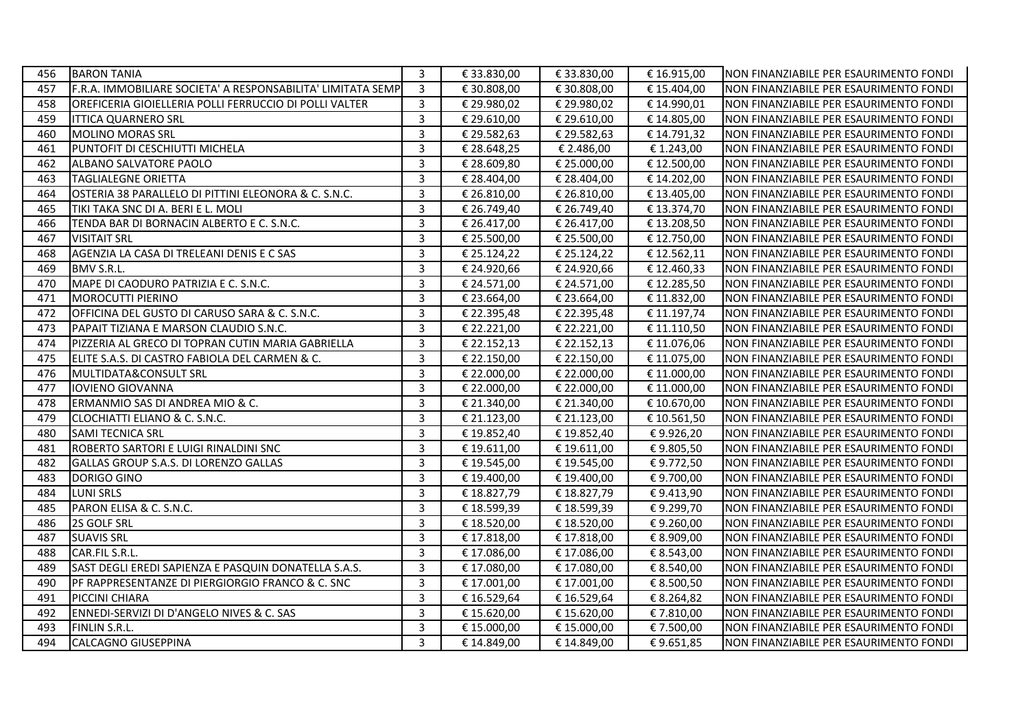| 456 | BARON TANIA | 3 | € 33.830,00 | € 33.830,00 | € 16.915,00 | NON FINANZIABILE PER ESAURIMENTO FONDI |
|---|---|---|---|---|---|---|
| 457 | F.R.A. IMMOBILIARE SOCIETA' A RESPONSABILITA' LIMITATA SEMP | 3 | € 30.808,00 | € 30.808,00 | € 15.404,00 | NON FINANZIABILE PER ESAURIMENTO FONDI |
| 458 | OREFICERIA GIOIELLERIA POLLI FERRUCCIO DI POLLI VALTER | 3 | € 29.980,02 | € 29.980,02 | € 14.990,01 | NON FINANZIABILE PER ESAURIMENTO FONDI |
| 459 | ITTICA QUARNERO SRL | 3 | € 29.610,00 | € 29.610,00 | € 14.805,00 | NON FINANZIABILE PER ESAURIMENTO FONDI |
| 460 | MOLINO MORAS SRL | 3 | € 29.582,63 | € 29.582,63 | € 14.791,32 | NON FINANZIABILE PER ESAURIMENTO FONDI |
| 461 | PUNTOFIT DI CESCHIUTTI MICHELA | 3 | € 28.648,25 | € 2.486,00 | € 1.243,00 | NON FINANZIABILE PER ESAURIMENTO FONDI |
| 462 | ALBANO SALVATORE PAOLO | 3 | € 28.609,80 | € 25.000,00 | € 12.500,00 | NON FINANZIABILE PER ESAURIMENTO FONDI |
| 463 | TAGLIALEGNE ORIETTA | 3 | € 28.404,00 | € 28.404,00 | € 14.202,00 | NON FINANZIABILE PER ESAURIMENTO FONDI |
| 464 | OSTERIA 38 PARALLELO DI PITTINI ELEONORA & C. S.N.C. | 3 | € 26.810,00 | € 26.810,00 | € 13.405,00 | NON FINANZIABILE PER ESAURIMENTO FONDI |
| 465 | TIKI TAKA SNC DI A. BERI E L. MOLI | 3 | € 26.749,40 | € 26.749,40 | € 13.374,70 | NON FINANZIABILE PER ESAURIMENTO FONDI |
| 466 | TENDA BAR DI BORNACIN ALBERTO E C. S.N.C. | 3 | € 26.417,00 | € 26.417,00 | € 13.208,50 | NON FINANZIABILE PER ESAURIMENTO FONDI |
| 467 | VISITAIT SRL | 3 | € 25.500,00 | € 25.500,00 | € 12.750,00 | NON FINANZIABILE PER ESAURIMENTO FONDI |
| 468 | AGENZIA LA CASA DI TRELEANI DENIS E C SAS | 3 | € 25.124,22 | € 25.124,22 | € 12.562,11 | NON FINANZIABILE PER ESAURIMENTO FONDI |
| 469 | BMV S.R.L. | 3 | € 24.920,66 | € 24.920,66 | € 12.460,33 | NON FINANZIABILE PER ESAURIMENTO FONDI |
| 470 | MAPE DI CAODURO PATRIZIA E C. S.N.C. | 3 | € 24.571,00 | € 24.571,00 | € 12.285,50 | NON FINANZIABILE PER ESAURIMENTO FONDI |
| 471 | MOROCUTTI PIERINO | 3 | € 23.664,00 | € 23.664,00 | € 11.832,00 | NON FINANZIABILE PER ESAURIMENTO FONDI |
| 472 | OFFICINA DEL GUSTO DI CARUSO SARA & C. S.N.C. | 3 | € 22.395,48 | € 22.395,48 | € 11.197,74 | NON FINANZIABILE PER ESAURIMENTO FONDI |
| 473 | PAPAIT TIZIANA E MARSON CLAUDIO S.N.C. | 3 | € 22.221,00 | € 22.221,00 | € 11.110,50 | NON FINANZIABILE PER ESAURIMENTO FONDI |
| 474 | PIZZERIA AL GRECO DI TOPRAN CUTIN MARIA GABRIELLA | 3 | € 22.152,13 | € 22.152,13 | € 11.076,06 | NON FINANZIABILE PER ESAURIMENTO FONDI |
| 475 | ELITE S.A.S. DI CASTRO FABIOLA DEL CARMEN & C. | 3 | € 22.150,00 | € 22.150,00 | € 11.075,00 | NON FINANZIABILE PER ESAURIMENTO FONDI |
| 476 | MULTIDATA&CONSULT SRL | 3 | € 22.000,00 | € 22.000,00 | € 11.000,00 | NON FINANZIABILE PER ESAURIMENTO FONDI |
| 477 | IOVIENO GIOVANNA | 3 | € 22.000,00 | € 22.000,00 | € 11.000,00 | NON FINANZIABILE PER ESAURIMENTO FONDI |
| 478 | ERMANMIO SAS DI ANDREA MIO & C. | 3 | € 21.340,00 | € 21.340,00 | € 10.670,00 | NON FINANZIABILE PER ESAURIMENTO FONDI |
| 479 | CLOCHIATTI ELIANO & C. S.N.C. | 3 | € 21.123,00 | € 21.123,00 | € 10.561,50 | NON FINANZIABILE PER ESAURIMENTO FONDI |
| 480 | SAMI TECNICA SRL | 3 | € 19.852,40 | € 19.852,40 | € 9.926,20 | NON FINANZIABILE PER ESAURIMENTO FONDI |
| 481 | ROBERTO SARTORI E LUIGI RINALDINI SNC | 3 | € 19.611,00 | € 19.611,00 | € 9.805,50 | NON FINANZIABILE PER ESAURIMENTO FONDI |
| 482 | GALLAS GROUP S.A.S. DI LORENZO GALLAS | 3 | € 19.545,00 | € 19.545,00 | € 9.772,50 | NON FINANZIABILE PER ESAURIMENTO FONDI |
| 483 | DORIGO GINO | 3 | € 19.400,00 | € 19.400,00 | € 9.700,00 | NON FINANZIABILE PER ESAURIMENTO FONDI |
| 484 | LUNI SRLS | 3 | € 18.827,79 | € 18.827,79 | € 9.413,90 | NON FINANZIABILE PER ESAURIMENTO FONDI |
| 485 | PARON ELISA & C. S.N.C. | 3 | € 18.599,39 | € 18.599,39 | € 9.299,70 | NON FINANZIABILE PER ESAURIMENTO FONDI |
| 486 | 2S GOLF SRL | 3 | € 18.520,00 | € 18.520,00 | € 9.260,00 | NON FINANZIABILE PER ESAURIMENTO FONDI |
| 487 | SUAVIS SRL | 3 | € 17.818,00 | € 17.818,00 | € 8.909,00 | NON FINANZIABILE PER ESAURIMENTO FONDI |
| 488 | CAR.FIL S.R.L. | 3 | € 17.086,00 | € 17.086,00 | € 8.543,00 | NON FINANZIABILE PER ESAURIMENTO FONDI |
| 489 | SAST DEGLI EREDI SAPIENZA E PASQUIN DONATELLA S.A.S. | 3 | € 17.080,00 | € 17.080,00 | € 8.540,00 | NON FINANZIABILE PER ESAURIMENTO FONDI |
| 490 | PF RAPPRESENTANZE DI PIERGIORGIO FRANCO & C. SNC | 3 | € 17.001,00 | € 17.001,00 | € 8.500,50 | NON FINANZIABILE PER ESAURIMENTO FONDI |
| 491 | PICCINI CHIARA | 3 | € 16.529,64 | € 16.529,64 | € 8.264,82 | NON FINANZIABILE PER ESAURIMENTO FONDI |
| 492 | ENNEDI-SERVIZI DI D'ANGELO NIVES & C. SAS | 3 | € 15.620,00 | € 15.620,00 | € 7.810,00 | NON FINANZIABILE PER ESAURIMENTO FONDI |
| 493 | FINLIN S.R.L. | 3 | € 15.000,00 | € 15.000,00 | € 7.500,00 | NON FINANZIABILE PER ESAURIMENTO FONDI |
| 494 | CALCAGNO GIUSEPPINA | 3 | € 14.849,00 | € 14.849,00 | € 9.651,85 | NON FINANZIABILE PER ESAURIMENTO FONDI |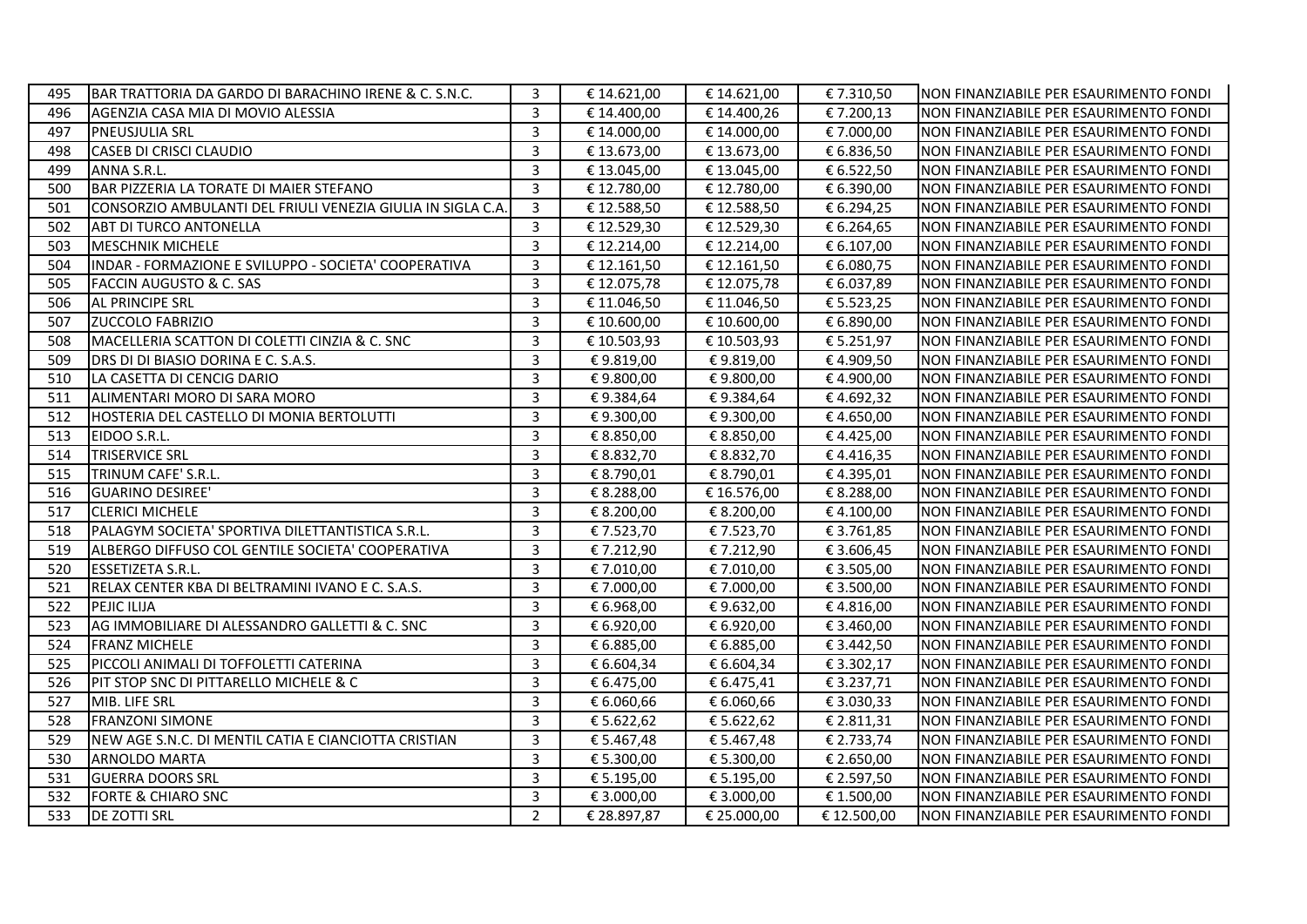| | | | | | | |
|---|---|---|---|---|---|---|
| 495 | BAR TRATTORIA DA GARDO DI BARACHINO IRENE & C. S.N.C. | 3 | € 14.621,00 | € 14.621,00 | € 7.310,50 | NON FINANZIABILE PER ESAURIMENTO FONDI |
| 496 | AGENZIA CASA MIA DI MOVIO ALESSIA | 3 | € 14.400,00 | € 14.400,26 | € 7.200,13 | NON FINANZIABILE PER ESAURIMENTO FONDI |
| 497 | PNEUSJULIA SRL | 3 | € 14.000,00 | € 14.000,00 | € 7.000,00 | NON FINANZIABILE PER ESAURIMENTO FONDI |
| 498 | CASEB DI CRISCI CLAUDIO | 3 | € 13.673,00 | € 13.673,00 | € 6.836,50 | NON FINANZIABILE PER ESAURIMENTO FONDI |
| 499 | ANNA S.R.L. | 3 | € 13.045,00 | € 13.045,00 | € 6.522,50 | NON FINANZIABILE PER ESAURIMENTO FONDI |
| 500 | BAR PIZZERIA LA TORATE DI MAIER STEFANO | 3 | € 12.780,00 | € 12.780,00 | € 6.390,00 | NON FINANZIABILE PER ESAURIMENTO FONDI |
| 501 | CONSORZIO AMBULANTI DEL FRIULI VENEZIA GIULIA IN SIGLA C.A. | 3 | € 12.588,50 | € 12.588,50 | € 6.294,25 | NON FINANZIABILE PER ESAURIMENTO FONDI |
| 502 | ABT DI TURCO ANTONELLA | 3 | € 12.529,30 | € 12.529,30 | € 6.264,65 | NON FINANZIABILE PER ESAURIMENTO FONDI |
| 503 | MESCHNIK MICHELE | 3 | € 12.214,00 | € 12.214,00 | € 6.107,00 | NON FINANZIABILE PER ESAURIMENTO FONDI |
| 504 | INDAR - FORMAZIONE E SVILUPPO - SOCIETA' COOPERATIVA | 3 | € 12.161,50 | € 12.161,50 | € 6.080,75 | NON FINANZIABILE PER ESAURIMENTO FONDI |
| 505 | FACCIN AUGUSTO & C. SAS | 3 | € 12.075,78 | € 12.075,78 | € 6.037,89 | NON FINANZIABILE PER ESAURIMENTO FONDI |
| 506 | AL PRINCIPE SRL | 3 | € 11.046,50 | € 11.046,50 | € 5.523,25 | NON FINANZIABILE PER ESAURIMENTO FONDI |
| 507 | ZUCCOLO FABRIZIO | 3 | € 10.600,00 | € 10.600,00 | € 6.890,00 | NON FINANZIABILE PER ESAURIMENTO FONDI |
| 508 | MACELLERIA SCATTON DI COLETTI CINZIA & C. SNC | 3 | € 10.503,93 | € 10.503,93 | € 5.251,97 | NON FINANZIABILE PER ESAURIMENTO FONDI |
| 509 | DRS DI DI BIASIO DORINA E C. S.A.S. | 3 | € 9.819,00 | € 9.819,00 | € 4.909,50 | NON FINANZIABILE PER ESAURIMENTO FONDI |
| 510 | LA CASETTA DI CENCIG DARIO | 3 | € 9.800,00 | € 9.800,00 | € 4.900,00 | NON FINANZIABILE PER ESAURIMENTO FONDI |
| 511 | ALIMENTARI MORO DI SARA MORO | 3 | € 9.384,64 | € 9.384,64 | € 4.692,32 | NON FINANZIABILE PER ESAURIMENTO FONDI |
| 512 | HOSTERIA DEL CASTELLO DI MONIA BERTOLUTTI | 3 | € 9.300,00 | € 9.300,00 | € 4.650,00 | NON FINANZIABILE PER ESAURIMENTO FONDI |
| 513 | EIDOO S.R.L. | 3 | € 8.850,00 | € 8.850,00 | € 4.425,00 | NON FINANZIABILE PER ESAURIMENTO FONDI |
| 514 | TRISERVICE SRL | 3 | € 8.832,70 | € 8.832,70 | € 4.416,35 | NON FINANZIABILE PER ESAURIMENTO FONDI |
| 515 | TRINUM CAFE' S.R.L. | 3 | € 8.790,01 | € 8.790,01 | € 4.395,01 | NON FINANZIABILE PER ESAURIMENTO FONDI |
| 516 | GUARINO DESIREE' | 3 | € 8.288,00 | € 16.576,00 | € 8.288,00 | NON FINANZIABILE PER ESAURIMENTO FONDI |
| 517 | CLERICI MICHELE | 3 | € 8.200,00 | € 8.200,00 | € 4.100,00 | NON FINANZIABILE PER ESAURIMENTO FONDI |
| 518 | PALAGYM SOCIETA' SPORTIVA DILETTANTISTICA S.R.L. | 3 | € 7.523,70 | € 7.523,70 | € 3.761,85 | NON FINANZIABILE PER ESAURIMENTO FONDI |
| 519 | ALBERGO DIFFUSO COL GENTILE SOCIETA' COOPERATIVA | 3 | € 7.212,90 | € 7.212,90 | € 3.606,45 | NON FINANZIABILE PER ESAURIMENTO FONDI |
| 520 | ESSETIZETA S.R.L. | 3 | € 7.010,00 | € 7.010,00 | € 3.505,00 | NON FINANZIABILE PER ESAURIMENTO FONDI |
| 521 | RELAX CENTER KBA DI BELTRAMINI IVANO E C. S.A.S. | 3 | € 7.000,00 | € 7.000,00 | € 3.500,00 | NON FINANZIABILE PER ESAURIMENTO FONDI |
| 522 | PEJIC ILIJA | 3 | € 6.968,00 | € 9.632,00 | € 4.816,00 | NON FINANZIABILE PER ESAURIMENTO FONDI |
| 523 | AG IMMOBILIARE DI ALESSANDRO GALLETTI & C. SNC | 3 | € 6.920,00 | € 6.920,00 | € 3.460,00 | NON FINANZIABILE PER ESAURIMENTO FONDI |
| 524 | FRANZ MICHELE | 3 | € 6.885,00 | € 6.885,00 | € 3.442,50 | NON FINANZIABILE PER ESAURIMENTO FONDI |
| 525 | PICCOLI ANIMALI DI TOFFOLETTI CATERINA | 3 | € 6.604,34 | € 6.604,34 | € 3.302,17 | NON FINANZIABILE PER ESAURIMENTO FONDI |
| 526 | PIT STOP SNC DI PITTARELLO MICHELE & C | 3 | € 6.475,00 | € 6.475,41 | € 3.237,71 | NON FINANZIABILE PER ESAURIMENTO FONDI |
| 527 | MIB. LIFE SRL | 3 | € 6.060,66 | € 6.060,66 | € 3.030,33 | NON FINANZIABILE PER ESAURIMENTO FONDI |
| 528 | FRANZONI SIMONE | 3 | € 5.622,62 | € 5.622,62 | € 2.811,31 | NON FINANZIABILE PER ESAURIMENTO FONDI |
| 529 | NEW AGE S.N.C. DI MENTIL CATIA E CIANCIOTTA CRISTIAN | 3 | € 5.467,48 | € 5.467,48 | € 2.733,74 | NON FINANZIABILE PER ESAURIMENTO FONDI |
| 530 | ARNOLDO MARTA | 3 | € 5.300,00 | € 5.300,00 | € 2.650,00 | NON FINANZIABILE PER ESAURIMENTO FONDI |
| 531 | GUERRA DOORS SRL | 3 | € 5.195,00 | € 5.195,00 | € 2.597,50 | NON FINANZIABILE PER ESAURIMENTO FONDI |
| 532 | FORTE & CHIARO SNC | 3 | € 3.000,00 | € 3.000,00 | € 1.500,00 | NON FINANZIABILE PER ESAURIMENTO FONDI |
| 533 | DE ZOTTI SRL | 2 | € 28.897,87 | € 25.000,00 | € 12.500,00 | NON FINANZIABILE PER ESAURIMENTO FONDI |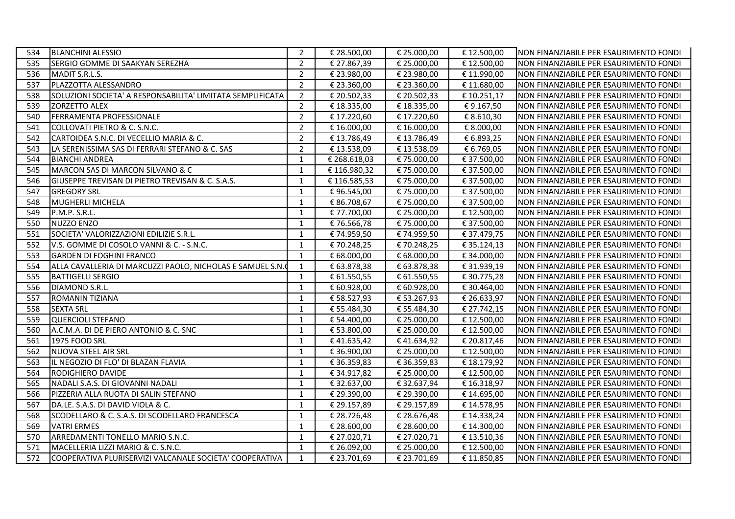| | | | | | | |
|---|---|---|---|---|---|---|
| 534 | BLANCHINI ALESSIO | 2 | € 28.500,00 | € 25.000,00 | € 12.500,00 | NON FINANZIABILE PER ESAURIMENTO FONDI |
| 535 | SERGIO GOMME DI SAAKYAN SEREZHA | 2 | € 27.867,39 | € 25.000,00 | € 12.500,00 | NON FINANZIABILE PER ESAURIMENTO FONDI |
| 536 | MADIT S.R.L.S. | 2 | € 23.980,00 | € 23.980,00 | € 11.990,00 | NON FINANZIABILE PER ESAURIMENTO FONDI |
| 537 | PLAZZOTTA ALESSANDRO | 2 | € 23.360,00 | € 23.360,00 | € 11.680,00 | NON FINANZIABILE PER ESAURIMENTO FONDI |
| 538 | SOLUZIONI SOCIETA' A RESPONSABILITA' LIMITATA SEMPLIFICATA | 2 | € 20.502,33 | € 20.502,33 | € 10.251,17 | NON FINANZIABILE PER ESAURIMENTO FONDI |
| 539 | ZORZETTO ALEX | 2 | € 18.335,00 | € 18.335,00 | € 9.167,50 | NON FINANZIABILE PER ESAURIMENTO FONDI |
| 540 | FERRAMENTA PROFESSIONALE | 2 | € 17.220,60 | € 17.220,60 | € 8.610,30 | NON FINANZIABILE PER ESAURIMENTO FONDI |
| 541 | COLLOVATI PIETRO & C. S.N.C. | 2 | € 16.000,00 | € 16.000,00 | € 8.000,00 | NON FINANZIABILE PER ESAURIMENTO FONDI |
| 542 | CARTOIDEA S.N.C. DI VECELLIO MARIA & C. | 2 | € 13.786,49 | € 13.786,49 | € 6.893,25 | NON FINANZIABILE PER ESAURIMENTO FONDI |
| 543 | LA SERENISSIMA SAS DI FERRARI STEFANO & C. SAS | 2 | € 13.538,09 | € 13.538,09 | € 6.769,05 | NON FINANZIABILE PER ESAURIMENTO FONDI |
| 544 | BIANCHI ANDREA | 1 | € 268.618,03 | € 75.000,00 | € 37.500,00 | NON FINANZIABILE PER ESAURIMENTO FONDI |
| 545 | MARCON SAS DI MARCON SILVANO & C | 1 | € 116.980,32 | € 75.000,00 | € 37.500,00 | NON FINANZIABILE PER ESAURIMENTO FONDI |
| 546 | GIUSEPPE TREVISAN DI PIETRO TREVISAN & C. S.A.S. | 1 | € 116.585,53 | € 75.000,00 | € 37.500,00 | NON FINANZIABILE PER ESAURIMENTO FONDI |
| 547 | GREGORY SRL | 1 | € 96.545,00 | € 75.000,00 | € 37.500,00 | NON FINANZIABILE PER ESAURIMENTO FONDI |
| 548 | MUGHERLI MICHELA | 1 | € 86.708,67 | € 75.000,00 | € 37.500,00 | NON FINANZIABILE PER ESAURIMENTO FONDI |
| 549 | P.M.P. S.R.L. | 1 | € 77.700,00 | € 25.000,00 | € 12.500,00 | NON FINANZIABILE PER ESAURIMENTO FONDI |
| 550 | NUZZO ENZO | 1 | € 76.566,78 | € 75.000,00 | € 37.500,00 | NON FINANZIABILE PER ESAURIMENTO FONDI |
| 551 | SOCIETA' VALORIZZAZIONI EDILIZIE S.R.L. | 1 | € 74.959,50 | € 74.959,50 | € 37.479,75 | NON FINANZIABILE PER ESAURIMENTO FONDI |
| 552 | V.S. GOMME DI COSOLO VANNI & C. - S.N.C. | 1 | € 70.248,25 | € 70.248,25 | € 35.124,13 | NON FINANZIABILE PER ESAURIMENTO FONDI |
| 553 | GARDEN DI FOGHINI FRANCO | 1 | € 68.000,00 | € 68.000,00 | € 34.000,00 | NON FINANZIABILE PER ESAURIMENTO FONDI |
| 554 | ALLA CAVALLERIA DI MARCUZZI PAOLO, NICHOLAS E SAMUEL S.N.( | 1 | € 63.878,38 | € 63.878,38 | € 31.939,19 | NON FINANZIABILE PER ESAURIMENTO FONDI |
| 555 | BATTIGELLI SERGIO | 1 | € 61.550,55 | € 61.550,55 | € 30.775,28 | NON FINANZIABILE PER ESAURIMENTO FONDI |
| 556 | DIAMOND S.R.L. | 1 | € 60.928,00 | € 60.928,00 | € 30.464,00 | NON FINANZIABILE PER ESAURIMENTO FONDI |
| 557 | ROMANIN TIZIANA | 1 | € 58.527,93 | € 53.267,93 | € 26.633,97 | NON FINANZIABILE PER ESAURIMENTO FONDI |
| 558 | SEXTA SRL | 1 | € 55.484,30 | € 55.484,30 | € 27.742,15 | NON FINANZIABILE PER ESAURIMENTO FONDI |
| 559 | QUERCIOLI STEFANO | 1 | € 54.400,00 | € 25.000,00 | € 12.500,00 | NON FINANZIABILE PER ESAURIMENTO FONDI |
| 560 | A.C.M.A. DI DE PIERO ANTONIO & C. SNC | 1 | € 53.800,00 | € 25.000,00 | € 12.500,00 | NON FINANZIABILE PER ESAURIMENTO FONDI |
| 561 | 1975 FOOD SRL | 1 | € 41.635,42 | € 41.634,92 | € 20.817,46 | NON FINANZIABILE PER ESAURIMENTO FONDI |
| 562 | NUOVA STEEL AIR SRL | 1 | € 36.900,00 | € 25.000,00 | € 12.500,00 | NON FINANZIABILE PER ESAURIMENTO FONDI |
| 563 | IL NEGOZIO DI FLO' DI BLAZAN FLAVIA | 1 | € 36.359,83 | € 36.359,83 | € 18.179,92 | NON FINANZIABILE PER ESAURIMENTO FONDI |
| 564 | RODIGHIERO DAVIDE | 1 | € 34.917,82 | € 25.000,00 | € 12.500,00 | NON FINANZIABILE PER ESAURIMENTO FONDI |
| 565 | NADALI S.A.S. DI GIOVANNI NADALI | 1 | € 32.637,00 | € 32.637,94 | € 16.318,97 | NON FINANZIABILE PER ESAURIMENTO FONDI |
| 566 | PIZZERIA ALLA RUOTA DI SALIN STEFANO | 1 | € 29.390,00 | € 29.390,00 | € 14.695,00 | NON FINANZIABILE PER ESAURIMENTO FONDI |
| 567 | DA.LE. S.A.S. DI DAVID VIOLA & C. | 1 | € 29.157,89 | € 29.157,89 | € 14.578,95 | NON FINANZIABILE PER ESAURIMENTO FONDI |
| 568 | SCODELLARO & C. S.A.S. DI SCODELLARO FRANCESCA | 1 | € 28.726,48 | € 28.676,48 | € 14.338,24 | NON FINANZIABILE PER ESAURIMENTO FONDI |
| 569 | VATRI ERMES | 1 | € 28.600,00 | € 28.600,00 | € 14.300,00 | NON FINANZIABILE PER ESAURIMENTO FONDI |
| 570 | ARREDAMENTI TONELLO MARIO S.N.C. | 1 | € 27.020,71 | € 27.020,71 | € 13.510,36 | NON FINANZIABILE PER ESAURIMENTO FONDI |
| 571 | MACELLERIA LIZZI MARIO & C. S.N.C. | 1 | € 26.092,00 | € 25.000,00 | € 12.500,00 | NON FINANZIABILE PER ESAURIMENTO FONDI |
| 572 | COOPERATIVA PLURISERVIZI VALCANALE SOCIETA' COOPERATIVA | 1 | € 23.701,69 | € 23.701,69 | € 11.850,85 | NON FINANZIABILE PER ESAURIMENTO FONDI |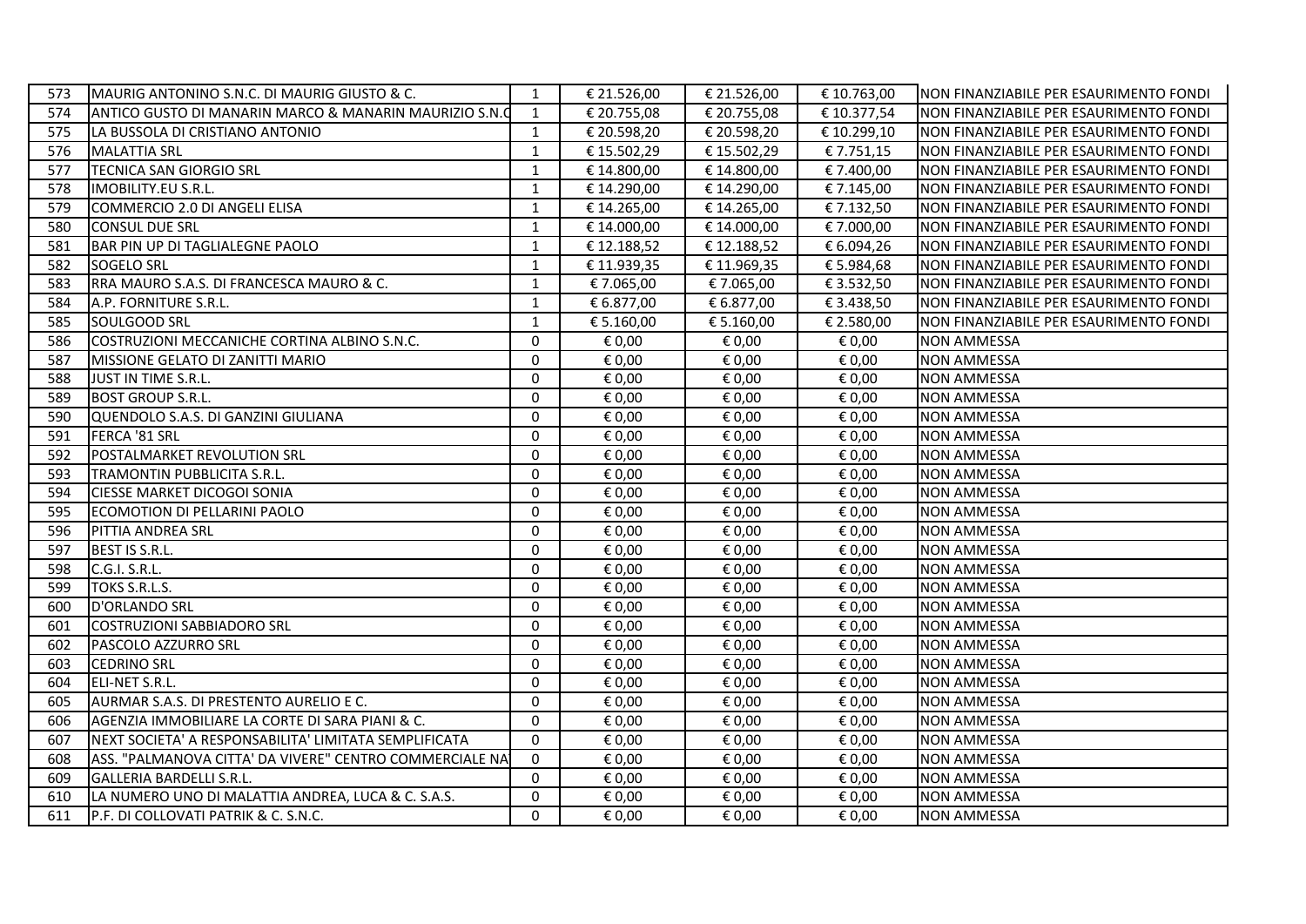| 573 | MAURIG ANTONINO S.N.C. DI MAURIG GIUSTO & C. | 1 | € 21.526,00 | € 21.526,00 | € 10.763,00 | NON FINANZIABILE PER ESAURIMENTO FONDI |
|---|---|---|---|---|---|---|
| 574 | ANTICO GUSTO DI MANARIN MARCO & MANARIN MAURIZIO S.N.C | 1 | € 20.755,08 | € 20.755,08 | € 10.377,54 | NON FINANZIABILE PER ESAURIMENTO FONDI |
| 575 | LA BUSSOLA DI CRISTIANO ANTONIO | 1 | € 20.598,20 | € 20.598,20 | € 10.299,10 | NON FINANZIABILE PER ESAURIMENTO FONDI |
| 576 | MALATTIA SRL | 1 | € 15.502,29 | € 15.502,29 | € 7.751,15 | NON FINANZIABILE PER ESAURIMENTO FONDI |
| 577 | TECNICA SAN GIORGIO SRL | 1 | € 14.800,00 | € 14.800,00 | € 7.400,00 | NON FINANZIABILE PER ESAURIMENTO FONDI |
| 578 | IMOBILITY.EU S.R.L. | 1 | € 14.290,00 | € 14.290,00 | € 7.145,00 | NON FINANZIABILE PER ESAURIMENTO FONDI |
| 579 | COMMERCIO 2.0 DI ANGELI ELISA | 1 | € 14.265,00 | € 14.265,00 | € 7.132,50 | NON FINANZIABILE PER ESAURIMENTO FONDI |
| 580 | CONSUL DUE SRL | 1 | € 14.000,00 | € 14.000,00 | € 7.000,00 | NON FINANZIABILE PER ESAURIMENTO FONDI |
| 581 | BAR PIN UP DI TAGLIALEGNE PAOLO | 1 | € 12.188,52 | € 12.188,52 | € 6.094,26 | NON FINANZIABILE PER ESAURIMENTO FONDI |
| 582 | SOGELO SRL | 1 | € 11.939,35 | € 11.969,35 | € 5.984,68 | NON FINANZIABILE PER ESAURIMENTO FONDI |
| 583 | RRA MAURO S.A.S. DI FRANCESCA MAURO & C. | 1 | € 7.065,00 | € 7.065,00 | € 3.532,50 | NON FINANZIABILE PER ESAURIMENTO FONDI |
| 584 | A.P. FORNITURE S.R.L. | 1 | € 6.877,00 | € 6.877,00 | € 3.438,50 | NON FINANZIABILE PER ESAURIMENTO FONDI |
| 585 | SOULGOOD SRL | 1 | € 5.160,00 | € 5.160,00 | € 2.580,00 | NON FINANZIABILE PER ESAURIMENTO FONDI |
| 586 | COSTRUZIONI MECCANICHE CORTINA ALBINO S.N.C. | 0 | € 0,00 | € 0,00 | € 0,00 | NON AMMESSA |
| 587 | MISSIONE GELATO DI ZANITTI MARIO | 0 | € 0,00 | € 0,00 | € 0,00 | NON AMMESSA |
| 588 | JUST IN TIME S.R.L. | 0 | € 0,00 | € 0,00 | € 0,00 | NON AMMESSA |
| 589 | BOST GROUP S.R.L. | 0 | € 0,00 | € 0,00 | € 0,00 | NON AMMESSA |
| 590 | QUENDOLO S.A.S. DI GANZINI GIULIANA | 0 | € 0,00 | € 0,00 | € 0,00 | NON AMMESSA |
| 591 | FERCA '81 SRL | 0 | € 0,00 | € 0,00 | € 0,00 | NON AMMESSA |
| 592 | POSTALMARKET REVOLUTION SRL | 0 | € 0,00 | € 0,00 | € 0,00 | NON AMMESSA |
| 593 | TRAMONTIN PUBBLICITA S.R.L. | 0 | € 0,00 | € 0,00 | € 0,00 | NON AMMESSA |
| 594 | CIESSE MARKET DICOGOI SONIA | 0 | € 0,00 | € 0,00 | € 0,00 | NON AMMESSA |
| 595 | ECOMOTION DI PELLARINI PAOLO | 0 | € 0,00 | € 0,00 | € 0,00 | NON AMMESSA |
| 596 | PITTIA ANDREA SRL | 0 | € 0,00 | € 0,00 | € 0,00 | NON AMMESSA |
| 597 | BEST IS S.R.L. | 0 | € 0,00 | € 0,00 | € 0,00 | NON AMMESSA |
| 598 | C.G.I. S.R.L. | 0 | € 0,00 | € 0,00 | € 0,00 | NON AMMESSA |
| 599 | TOKS S.R.L.S. | 0 | € 0,00 | € 0,00 | € 0,00 | NON AMMESSA |
| 600 | D'ORLANDO SRL | 0 | € 0,00 | € 0,00 | € 0,00 | NON AMMESSA |
| 601 | COSTRUZIONI SABBIADORO SRL | 0 | € 0,00 | € 0,00 | € 0,00 | NON AMMESSA |
| 602 | PASCOLO AZZURRO SRL | 0 | € 0,00 | € 0,00 | € 0,00 | NON AMMESSA |
| 603 | CEDRINO SRL | 0 | € 0,00 | € 0,00 | € 0,00 | NON AMMESSA |
| 604 | ELI-NET S.R.L. | 0 | € 0,00 | € 0,00 | € 0,00 | NON AMMESSA |
| 605 | AURMAR S.A.S. DI PRESTENTO AURELIO E C. | 0 | € 0,00 | € 0,00 | € 0,00 | NON AMMESSA |
| 606 | AGENZIA IMMOBILIARE LA CORTE DI SARA PIANI & C. | 0 | € 0,00 | € 0,00 | € 0,00 | NON AMMESSA |
| 607 | NEXT SOCIETA' A RESPONSABILITA' LIMITATA SEMPLIFICATA | 0 | € 0,00 | € 0,00 | € 0,00 | NON AMMESSA |
| 608 | ASS. "PALMANOVA CITTA' DA VIVERE" CENTRO COMMERCIALE NA | 0 | € 0,00 | € 0,00 | € 0,00 | NON AMMESSA |
| 609 | GALLERIA BARDELLI S.R.L. | 0 | € 0,00 | € 0,00 | € 0,00 | NON AMMESSA |
| 610 | LA NUMERO UNO DI MALATTIA ANDREA, LUCA & C. S.A.S. | 0 | € 0,00 | € 0,00 | € 0,00 | NON AMMESSA |
| 611 | P.F. DI COLLOVATI PATRIK & C. S.N.C. | 0 | € 0,00 | € 0,00 | € 0,00 | NON AMMESSA |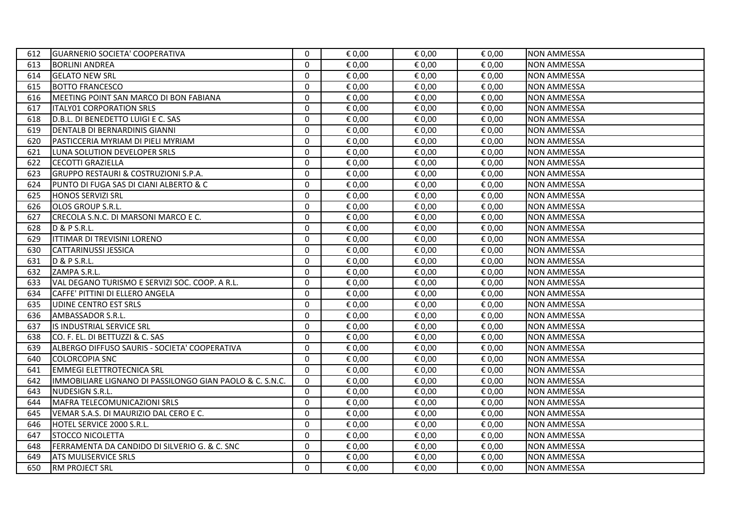| | | | | | | |
|---|---|---|---|---|---|---|
| 612 | GUARNERIO SOCIETA' COOPERATIVA | 0 | € 0,00 | € 0,00 | € 0,00 | NON AMMESSA |
| 613 | BORLINI ANDREA | 0 | € 0,00 | € 0,00 | € 0,00 | NON AMMESSA |
| 614 | GELATO NEW SRL | 0 | € 0,00 | € 0,00 | € 0,00 | NON AMMESSA |
| 615 | BOTTO FRANCESCO | 0 | € 0,00 | € 0,00 | € 0,00 | NON AMMESSA |
| 616 | MEETING POINT SAN MARCO DI BON FABIANA | 0 | € 0,00 | € 0,00 | € 0,00 | NON AMMESSA |
| 617 | ITALY01 CORPORATION SRLS | 0 | € 0,00 | € 0,00 | € 0,00 | NON AMMESSA |
| 618 | D.B.L. DI BENEDETTO LUIGI E C. SAS | 0 | € 0,00 | € 0,00 | € 0,00 | NON AMMESSA |
| 619 | DENTALB DI BERNARDINIS GIANNI | 0 | € 0,00 | € 0,00 | € 0,00 | NON AMMESSA |
| 620 | PASTICCERIA MYRIAM DI PIELI MYRIAM | 0 | € 0,00 | € 0,00 | € 0,00 | NON AMMESSA |
| 621 | LUNA SOLUTION DEVELOPER SRLS | 0 | € 0,00 | € 0,00 | € 0,00 | NON AMMESSA |
| 622 | CECOTTI GRAZIELLA | 0 | € 0,00 | € 0,00 | € 0,00 | NON AMMESSA |
| 623 | GRUPPO RESTAURI & COSTRUZIONI S.P.A. | 0 | € 0,00 | € 0,00 | € 0,00 | NON AMMESSA |
| 624 | PUNTO DI FUGA SAS DI CIANI ALBERTO & C | 0 | € 0,00 | € 0,00 | € 0,00 | NON AMMESSA |
| 625 | HONOS SERVIZI SRL | 0 | € 0,00 | € 0,00 | € 0,00 | NON AMMESSA |
| 626 | OLOS GROUP S.R.L. | 0 | € 0,00 | € 0,00 | € 0,00 | NON AMMESSA |
| 627 | CRECOLA S.N.C. DI MARSONI MARCO E C. | 0 | € 0,00 | € 0,00 | € 0,00 | NON AMMESSA |
| 628 | D & P S.R.L. | 0 | € 0,00 | € 0,00 | € 0,00 | NON AMMESSA |
| 629 | ITTIMAR DI TREVISINI LORENO | 0 | € 0,00 | € 0,00 | € 0,00 | NON AMMESSA |
| 630 | CATTARINUSSI JESSICA | 0 | € 0,00 | € 0,00 | € 0,00 | NON AMMESSA |
| 631 | D & P S.R.L. | 0 | € 0,00 | € 0,00 | € 0,00 | NON AMMESSA |
| 632 | ZAMPA S.R.L. | 0 | € 0,00 | € 0,00 | € 0,00 | NON AMMESSA |
| 633 | VAL DEGANO TURISMO E SERVIZI SOC. COOP. A R.L. | 0 | € 0,00 | € 0,00 | € 0,00 | NON AMMESSA |
| 634 | CAFFE' PITTINI DI ELLERO ANGELA | 0 | € 0,00 | € 0,00 | € 0,00 | NON AMMESSA |
| 635 | UDINE CENTRO EST SRLS | 0 | € 0,00 | € 0,00 | € 0,00 | NON AMMESSA |
| 636 | AMBASSADOR S.R.L. | 0 | € 0,00 | € 0,00 | € 0,00 | NON AMMESSA |
| 637 | IS INDUSTRIAL SERVICE SRL | 0 | € 0,00 | € 0,00 | € 0,00 | NON AMMESSA |
| 638 | CO. F. EL. DI BETTUZZI & C. SAS | 0 | € 0,00 | € 0,00 | € 0,00 | NON AMMESSA |
| 639 | ALBERGO DIFFUSO SAURIS - SOCIETA' COOPERATIVA | 0 | € 0,00 | € 0,00 | € 0,00 | NON AMMESSA |
| 640 | COLORCOPIA SNC | 0 | € 0,00 | € 0,00 | € 0,00 | NON AMMESSA |
| 641 | EMMEGI ELETTROTECNICA SRL | 0 | € 0,00 | € 0,00 | € 0,00 | NON AMMESSA |
| 642 | IMMOBILIARE LIGNANO DI PASSILONGO GIAN PAOLO & C. S.N.C. | 0 | € 0,00 | € 0,00 | € 0,00 | NON AMMESSA |
| 643 | NUDESIGN S.R.L. | 0 | € 0,00 | € 0,00 | € 0,00 | NON AMMESSA |
| 644 | MAFRA TELECOMUNICAZIONI SRLS | 0 | € 0,00 | € 0,00 | € 0,00 | NON AMMESSA |
| 645 | VEMAR S.A.S. DI MAURIZIO DAL CERO E C. | 0 | € 0,00 | € 0,00 | € 0,00 | NON AMMESSA |
| 646 | HOTEL SERVICE 2000 S.R.L. | 0 | € 0,00 | € 0,00 | € 0,00 | NON AMMESSA |
| 647 | STOCCO NICOLETTA | 0 | € 0,00 | € 0,00 | € 0,00 | NON AMMESSA |
| 648 | FERRAMENTA DA CANDIDO DI SILVERIO G. & C. SNC | 0 | € 0,00 | € 0,00 | € 0,00 | NON AMMESSA |
| 649 | ATS MULISERVICE SRLS | 0 | € 0,00 | € 0,00 | € 0,00 | NON AMMESSA |
| 650 | RM PROJECT SRL | 0 | € 0,00 | € 0,00 | € 0,00 | NON AMMESSA |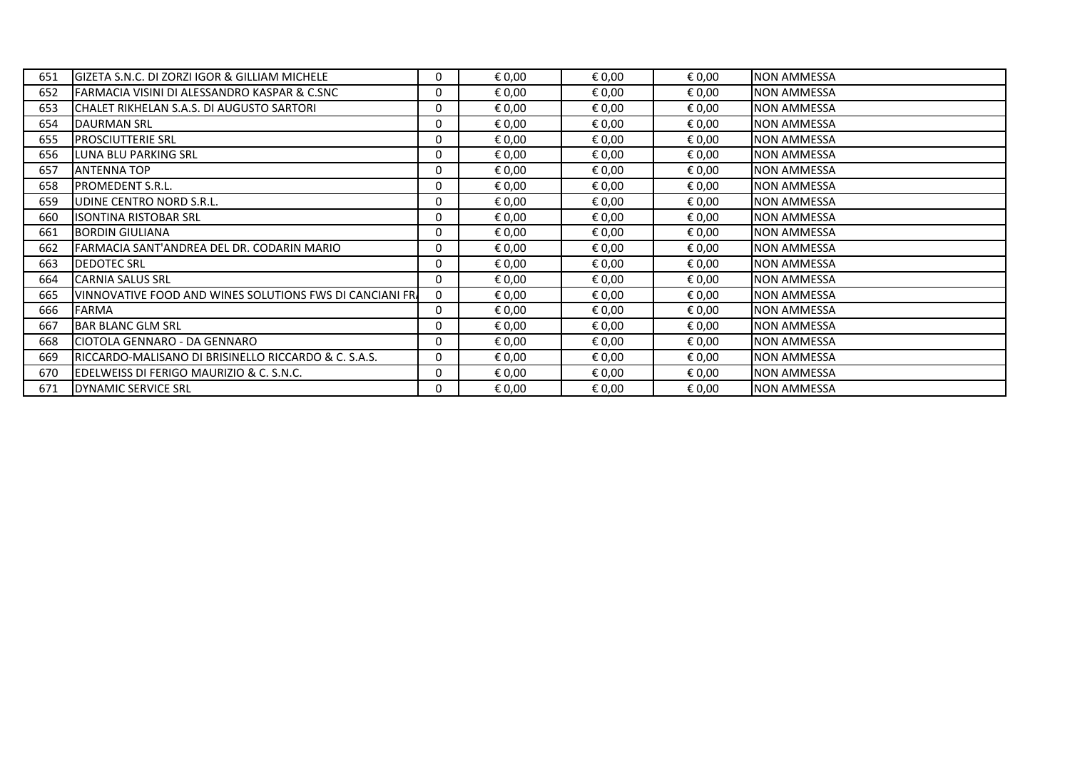| | | | | | | |
|---|---|---|---|---|---|---|
| 651 | GIZETA S.N.C. DI ZORZI IGOR & GILLIAM MICHELE | 0 | € 0,00 | € 0,00 | € 0,00 | NON AMMESSA |
| 652 | FARMACIA VISINI DI ALESSANDRO KASPAR & C.SNC | 0 | € 0,00 | € 0,00 | € 0,00 | NON AMMESSA |
| 653 | CHALET RIKHELAN S.A.S. DI AUGUSTO SARTORI | 0 | € 0,00 | € 0,00 | € 0,00 | NON AMMESSA |
| 654 | DAURMAN SRL | 0 | € 0,00 | € 0,00 | € 0,00 | NON AMMESSA |
| 655 | PROSCIUTTERIE SRL | 0 | € 0,00 | € 0,00 | € 0,00 | NON AMMESSA |
| 656 | LUNA BLU PARKING SRL | 0 | € 0,00 | € 0,00 | € 0,00 | NON AMMESSA |
| 657 | ANTENNA TOP | 0 | € 0,00 | € 0,00 | € 0,00 | NON AMMESSA |
| 658 | PROMEDENT S.R.L. | 0 | € 0,00 | € 0,00 | € 0,00 | NON AMMESSA |
| 659 | UDINE CENTRO NORD S.R.L. | 0 | € 0,00 | € 0,00 | € 0,00 | NON AMMESSA |
| 660 | ISONTINA RISTOBAR SRL | 0 | € 0,00 | € 0,00 | € 0,00 | NON AMMESSA |
| 661 | BORDIN GIULIANA | 0 | € 0,00 | € 0,00 | € 0,00 | NON AMMESSA |
| 662 | FARMACIA SANT'ANDREA DEL DR. CODARIN MARIO | 0 | € 0,00 | € 0,00 | € 0,00 | NON AMMESSA |
| 663 | DEDOTEC SRL | 0 | € 0,00 | € 0,00 | € 0,00 | NON AMMESSA |
| 664 | CARNIA SALUS SRL | 0 | € 0,00 | € 0,00 | € 0,00 | NON AMMESSA |
| 665 | VINNOVATIVE FOOD AND WINES SOLUTIONS FWS DI CANCIANI FR | 0 | € 0,00 | € 0,00 | € 0,00 | NON AMMESSA |
| 666 | FARMA | 0 | € 0,00 | € 0,00 | € 0,00 | NON AMMESSA |
| 667 | BAR BLANC GLM SRL | 0 | € 0,00 | € 0,00 | € 0,00 | NON AMMESSA |
| 668 | CIOTOLA GENNARO - DA GENNARO | 0 | € 0,00 | € 0,00 | € 0,00 | NON AMMESSA |
| 669 | RICCARDO-MALISANO DI BRISINELLO RICCARDO & C. S.A.S. | 0 | € 0,00 | € 0,00 | € 0,00 | NON AMMESSA |
| 670 | EDELWEISS DI FERIGO MAURIZIO & C. S.N.C. | 0 | € 0,00 | € 0,00 | € 0,00 | NON AMMESSA |
| 671 | DYNAMIC SERVICE SRL | 0 | € 0,00 | € 0,00 | € 0,00 | NON AMMESSA |